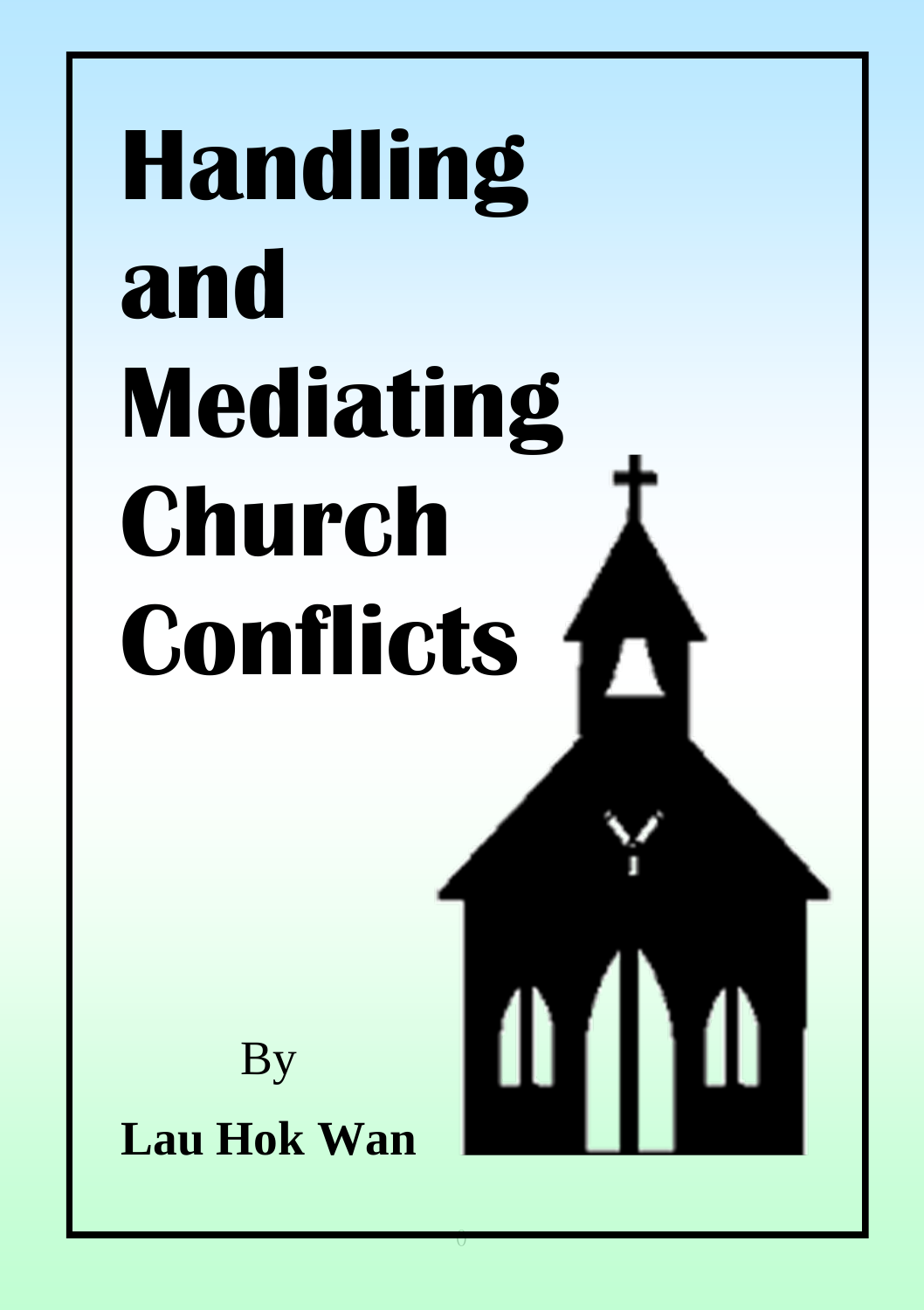# Handling and Mediating Church Conflicts

By

**Lau Hok Wan**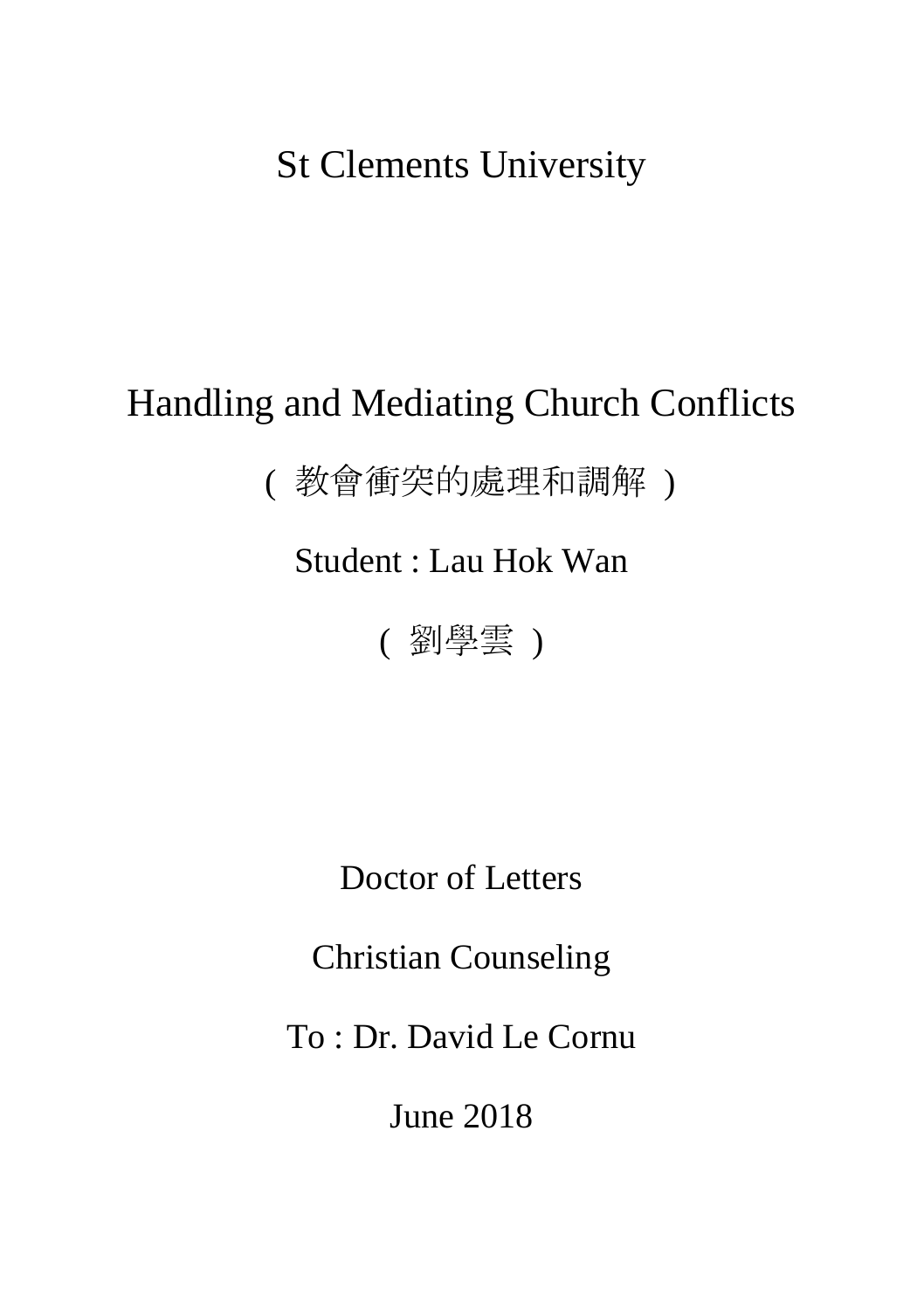St Clements University

# Handling and Mediating Church Conflicts

( 教會衝突的處理和調解 )

Student : Lau Hok Wan

( 劉學雲 )

Doctor of Letters

Christian Counseling

To : Dr. David Le Cornu

June 2018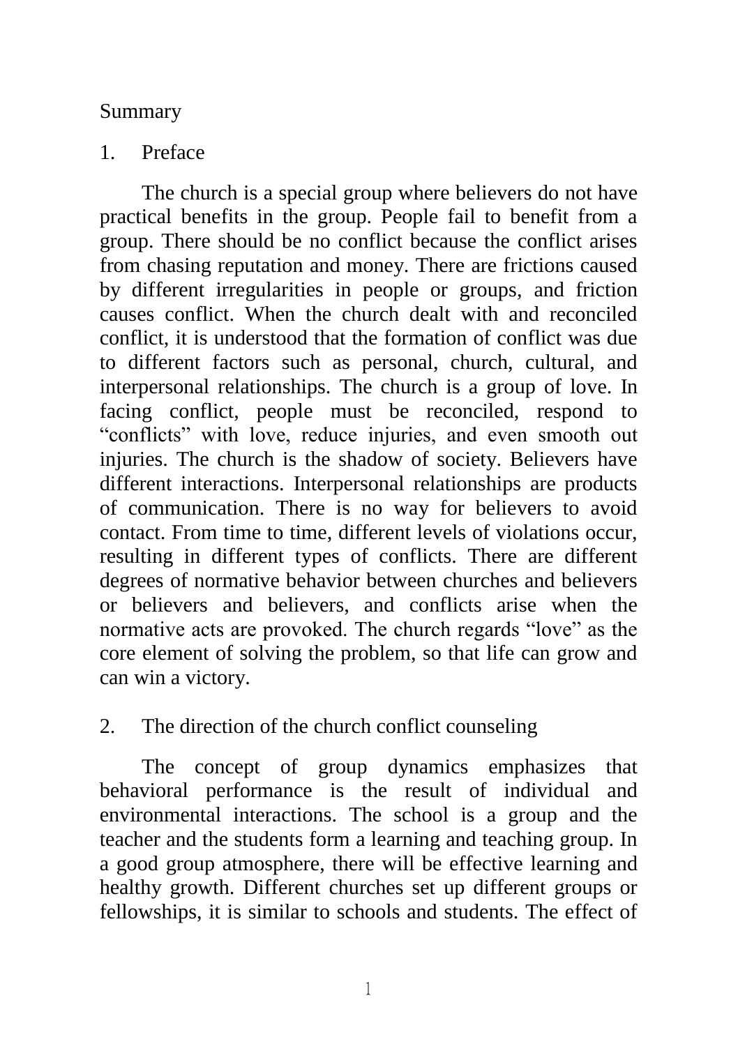Summary

1. Preface

The church is a special group where believers do not have practical benefits in the group. People fail to benefit from a group. There should be no conflict because the conflict arises from chasing reputation and money. There are frictions caused by different irregularities in people or groups, and friction causes conflict. When the church dealt with and reconciled conflict, it is understood that the formation of conflict was due to different factors such as personal, church, cultural, and interpersonal relationships. The church is a group of love. In facing conflict, people must be reconciled, respond to “conflicts” with love, reduce injuries, and even smooth out injuries. The church is the shadow of society. Believers have different interactions. Interpersonal relationships are products of communication. There is no way for believers to avoid contact. From time to time, different levels of violations occur, resulting in different types of conflicts. There are different degrees of normative behavior between churches and believers or believers and believers, and conflicts arise when the normative acts are provoked. The church regards “love” as the core element of solving the problem, so that life can grow and can win a victory.

2. The direction of the church conflict counseling

The concept of group dynamics emphasizes that behavioral performance is the result of individual and environmental interactions. The school is a group and the teacher and the students form a learning and teaching group. In a good group atmosphere, there will be effective learning and healthy growth. Different churches set up different groups or fellowships, it is similar to schools and students. The effect of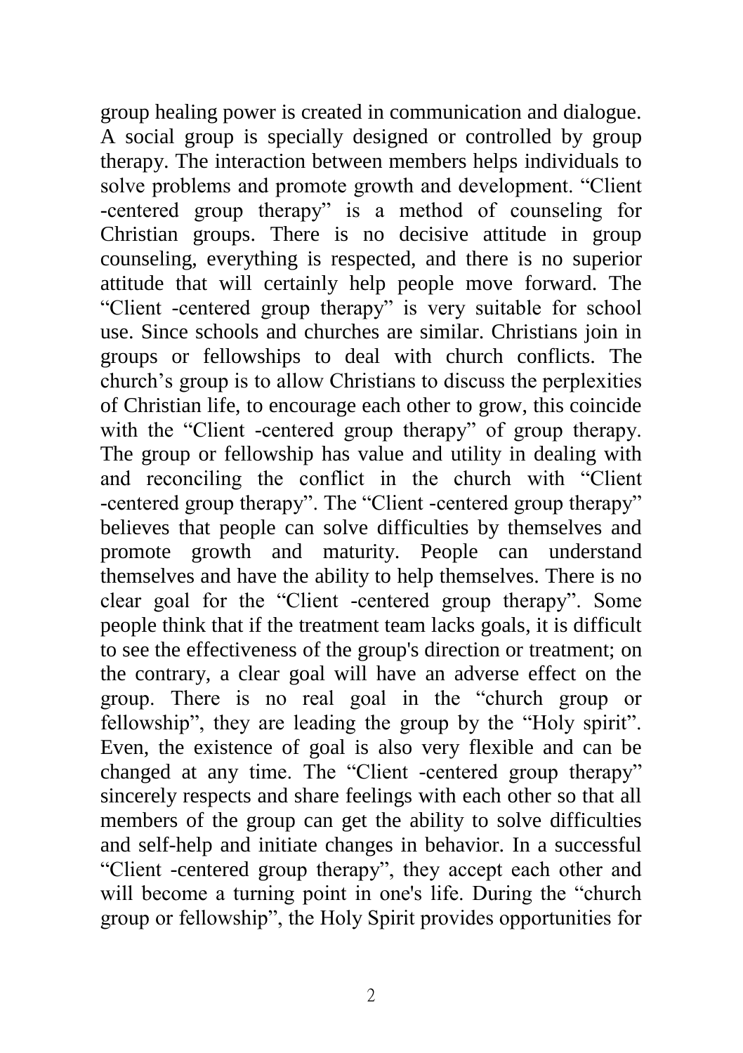group healing power is created in communication and dialogue. A social group is specially designed or controlled by group therapy. The interaction between members helps individuals to solve problems and promote growth and development. "Client -centered group therapy" is a method of counseling for Christian groups. There is no decisive attitude in group counseling, everything is respected, and there is no superior attitude that will certainly help people move forward. The "Client -centered group therapy" is very suitable for school use. Since schools and churches are similar. Christians join in groups or fellowships to deal with church conflicts. The church's group is to allow Christians to discuss the perplexities of Christian life, to encourage each other to grow, this coincide with the "Client -centered group therapy" of group therapy. The group or fellowship has value and utility in dealing with and reconciling the conflict in the church with "Client -centered group therapy". The "Client -centered group therapy" believes that people can solve difficulties by themselves and promote growth and maturity. People can understand themselves and have the ability to help themselves. There is no clear goal for the "Client -centered group therapy". Some people think that if the treatment team lacks goals, it is difficult to see the effectiveness of the group's direction or treatment; on the contrary, a clear goal will have an adverse effect on the group. There is no real goal in the "church group or fellowship", they are leading the group by the "Holy spirit". Even, the existence of goal is also very flexible and can be changed at any time. The "Client -centered group therapy" sincerely respects and share feelings with each other so that all members of the group can get the ability to solve difficulties and self-help and initiate changes in behavior. In a successful "Client -centered group therapy", they accept each other and will become a turning point in one's life. During the "church group or fellowship", the Holy Spirit provides opportunities for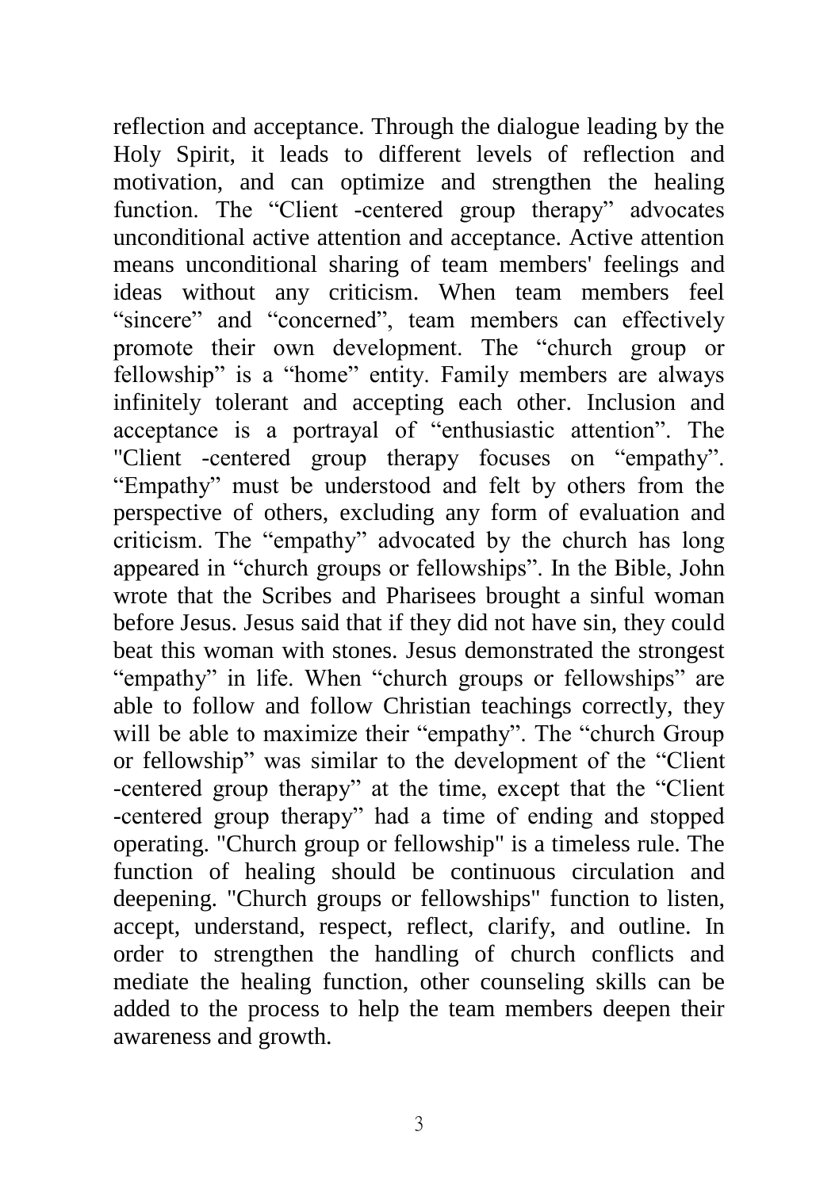reflection and acceptance. Through the dialogue leading by the Holy Spirit, it leads to different levels of reflection and motivation, and can optimize and strengthen the healing function. The “Client -centered group therapy” advocates unconditional active attention and acceptance. Active attention means unconditional sharing of team members' feelings and ideas without any criticism. When team members feel “sincere” and “concerned”, team members can effectively promote their own development. The “church group or fellowship” is a “home” entity. Family members are always infinitely tolerant and accepting each other. Inclusion and acceptance is a portrayal of “enthusiastic attention”. The "Client -centered group therapy focuses on “empathy”. “Empathy” must be understood and felt by others from the perspective of others, excluding any form of evaluation and criticism. The “empathy” advocated by the church has long appeared in “church groups or fellowships”. In the Bible, John wrote that the Scribes and Pharisees brought a sinful woman before Jesus. Jesus said that if they did not have sin, they could beat this woman with stones. Jesus demonstrated the strongest “empathy” in life. When “church groups or fellowships” are able to follow and follow Christian teachings correctly, they will be able to maximize their “empathy”. The “church Group or fellowship” was similar to the development of the “Client -centered group therapy” at the time, except that the “Client -centered group therapy” had a time of ending and stopped operating. "Church group or fellowship" is a timeless rule. The function of healing should be continuous circulation and deepening. "Church groups or fellowships" function to listen, accept, understand, respect, reflect, clarify, and outline. In order to strengthen the handling of church conflicts and mediate the healing function, other counseling skills can be added to the process to help the team members deepen their awareness and growth.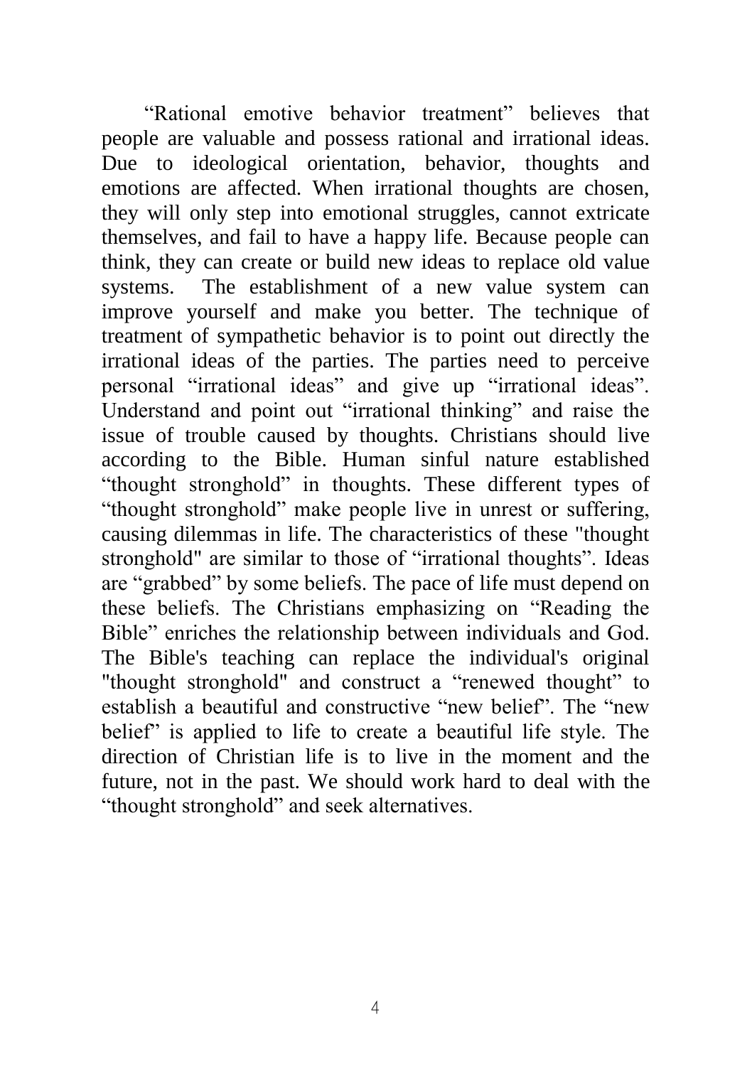“Rational emotive behavior treatment” believes that people are valuable and possess rational and irrational ideas. Due to ideological orientation, behavior, thoughts and emotions are affected. When irrational thoughts are chosen, they will only step into emotional struggles, cannot extricate themselves, and fail to have a happy life. Because people can think, they can create or build new ideas to replace old value systems. The establishment of a new value system can improve yourself and make you better. The technique of treatment of sympathetic behavior is to point out directly the irrational ideas of the parties. The parties need to perceive personal “irrational ideas” and give up “irrational ideas”. Understand and point out “irrational thinking” and raise the issue of trouble caused by thoughts. Christians should live according to the Bible. Human sinful nature established “thought stronghold” in thoughts. These different types of “thought stronghold” make people live in unrest or suffering, causing dilemmas in life. The characteristics of these "thought stronghold" are similar to those of “irrational thoughts”. Ideas are “grabbed” by some beliefs. The pace of life must depend on these beliefs. The Christians emphasizing on “Reading the Bible” enriches the relationship between individuals and God. The Bible's teaching can replace the individual's original "thought stronghold" and construct a “renewed thought” to establish a beautiful and constructive “new belief”. The “new belief” is applied to life to create a beautiful life style. The direction of Christian life is to live in the moment and the future, not in the past. We should work hard to deal with the “thought stronghold” and seek alternatives.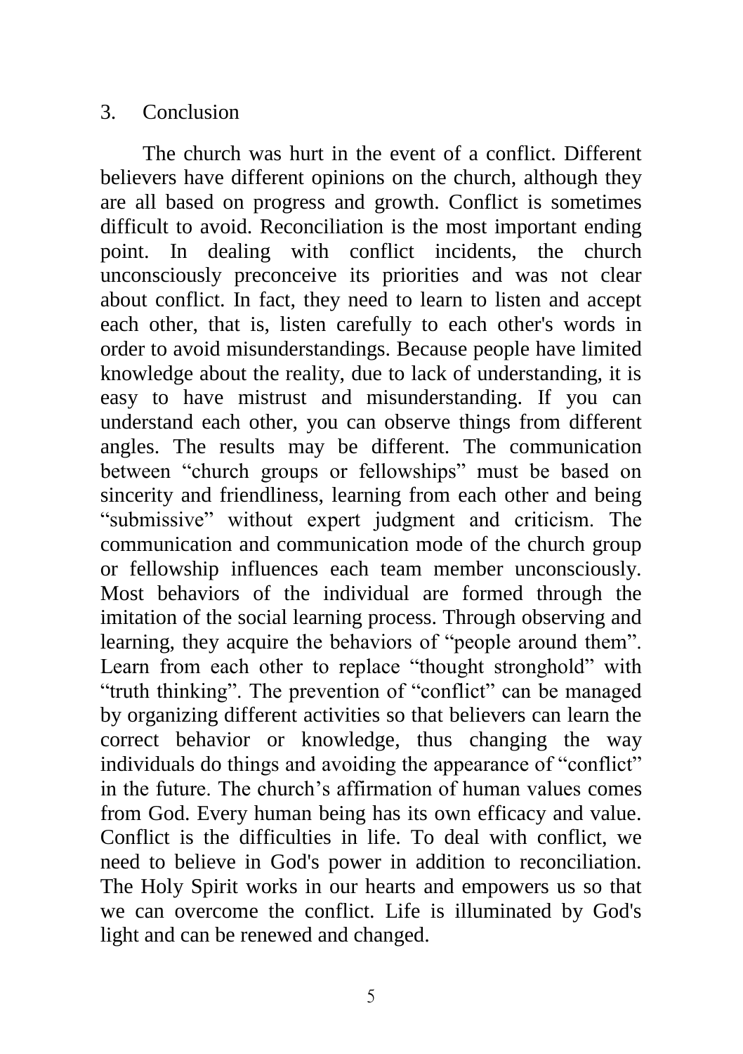## 3. Conclusion

The church was hurt in the event of a conflict. Different believers have different opinions on the church, although they are all based on progress and growth. Conflict is sometimes difficult to avoid. Reconciliation is the most important ending point. In dealing with conflict incidents, the church unconsciously preconceive its priorities and was not clear about conflict. In fact, they need to learn to listen and accept each other, that is, listen carefully to each other's words in order to avoid misunderstandings. Because people have limited knowledge about the reality, due to lack of understanding, it is easy to have mistrust and misunderstanding. If you can understand each other, you can observe things from different angles. The results may be different. The communication between "church groups or fellowships" must be based on sincerity and friendliness, learning from each other and being "submissive" without expert judgment and criticism. The communication and communication mode of the church group or fellowship influences each team member unconsciously. Most behaviors of the individual are formed through the imitation of the social learning process. Through observing and learning, they acquire the behaviors of "people around them". Learn from each other to replace "thought stronghold" with "truth thinking". The prevention of "conflict" can be managed by organizing different activities so that believers can learn the correct behavior or knowledge, thus changing the way individuals do things and avoiding the appearance of "conflict" in the future. The church's affirmation of human values comes from God. Every human being has its own efficacy and value. Conflict is the difficulties in life. To deal with conflict, we need to believe in God's power in addition to reconciliation. The Holy Spirit works in our hearts and empowers us so that we can overcome the conflict. Life is illuminated by God's light and can be renewed and changed.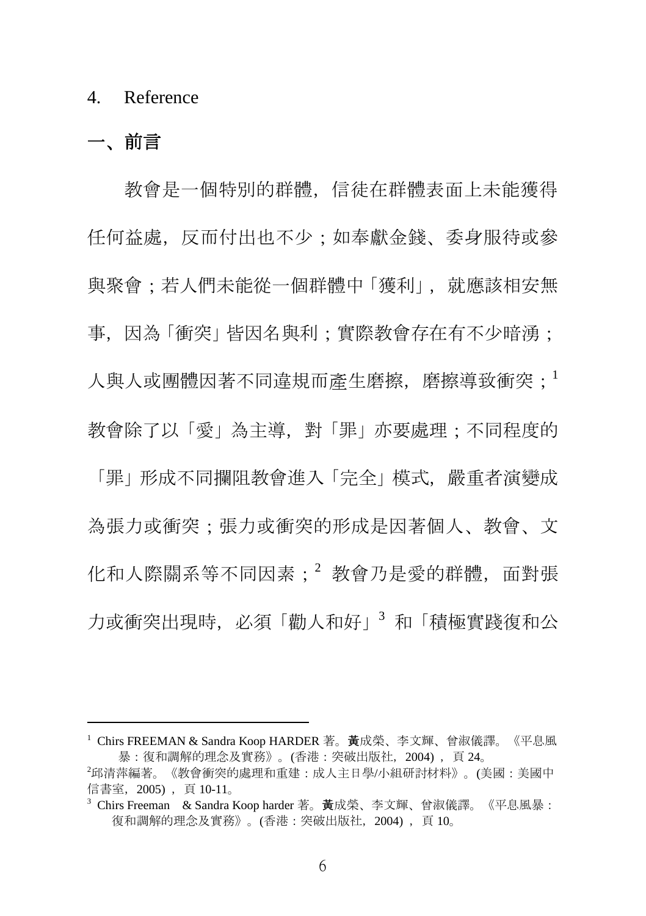4. Reference

## 一、前言

教會是一個特別的群體，信徒在群體表面上未能獲得任何益處，反而付出也不少；如奉獻金錢、委身服待或參與聚會；若人們未能從一個群體中「獲利」，就應該相安無事，因為「衝突」皆因名與利；實際教會存在有不少暗湧；人與人或團體因著不同違規而產生磨擦，磨擦導致衝突；[1] 教會除了以「愛」為主導，對「罪」亦要處理；不同程度的「罪」形成不同攔阻教會進入「完全」模式，嚴重者演變成為張力或衝突；張力或衝突的形成是因著個人、教會、文化和人際關系等不同因素；[2] 教會乃是愛的群體，面對張力或衝突出現時，必須「勸人和好」[3] 和「積極實踐復和公

---

[1] Chirs FREEMAN & Sandra Koop HARDER 著。黃成榮、李文輝、曾淑儀譯。《平息風暴：復和調解的理念及實務》。(香港：突破出版社，2004)，頁 24。

[2] 邱清萍編著。《教會衝突的處理和重建：成人主日學/小組研討材料》。(美國：美國中信書室，2005)，頁 10-11。

[3] Chirs Freeman & Sandra Koop harder 著。黃成榮、李文輝、曾淑儀譯。《平息風暴：復和調解的理念及實務》。(香港：突破出版社，2004)，頁 10。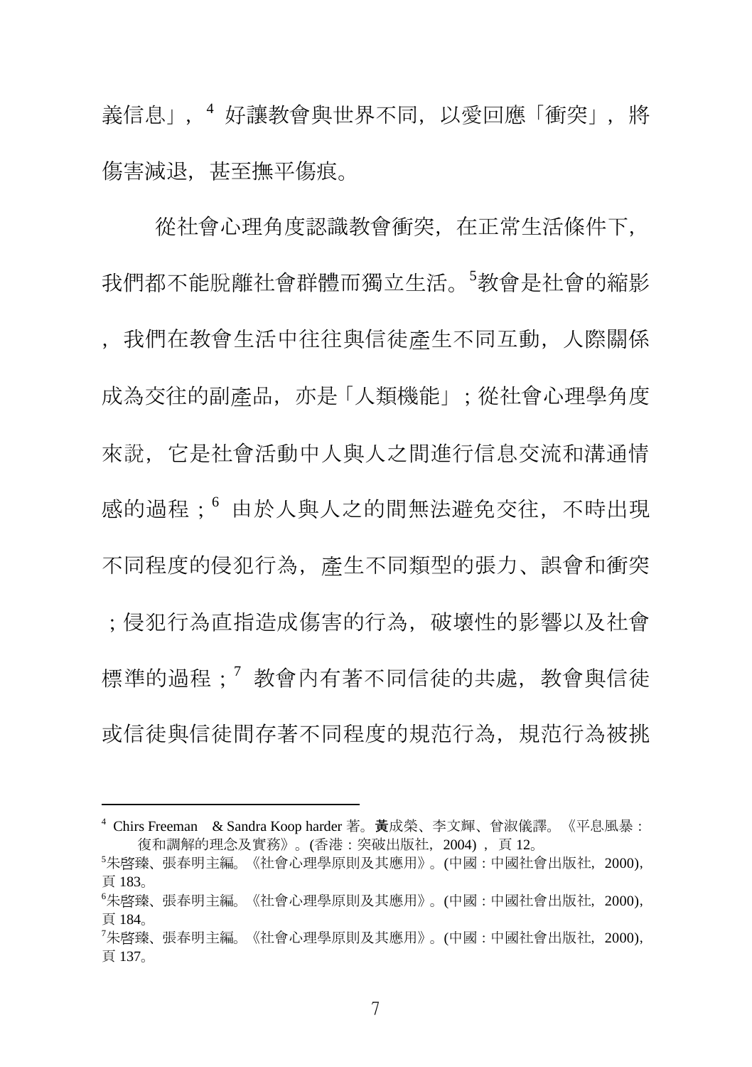義信息」，[4] 好讓教會與世界不同，以愛回應「衝突」，將傷害減退，甚至撫平傷痕。

從社會心理角度認識教會衝突，在正常生活條件下，我們都不能脫離社會群體而獨立生活。[5]教會是社會的縮影，我們在教會生活中往往與信徒產生不同互動，人際關係成為交往的副產品，亦是「人類機能」；從社會心理學角度來說，它是社會活動中人與人之間進行信息交流和溝通情感的過程；[6] 由於人與人之的間無法避免交往，不時出現不同程度的侵犯行為，產生不同類型的張力、誤會和衝突；侵犯行為直指造成傷害的行為，破壞性的影響以及社會標準的過程；[7] 教會內有著不同信徒的共處，教會與信徒或信徒與信徒間存著不同程度的規范行為，規范行為被挑

---

[4] Chirs Freeman & Sandra Koop harder 著。黃成榮、李文輝、曾淑儀譯。《平息風暴：復和調解的理念及實務》。(香港：突破出版社，2004)，頁 12。

[5] 朱啓臻、張春明主編。《社會心理學原則及其應用》。(中國：中國社會出版社，2000)，頁 183。

[6] 朱啓臻、張春明主編。《社會心理學原則及其應用》。(中國：中國社會出版社，2000)，頁 184。

[7] 朱啓臻、張春明主編。《社會心理學原則及其應用》。(中國：中國社會出版社，2000)，頁 137。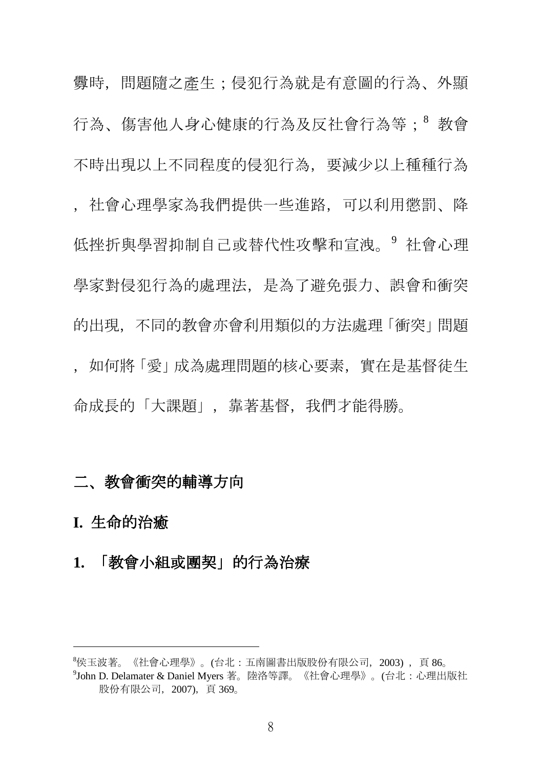釁時，問題隨之產生；侵犯行為就是有意圖的行為、外顯行為、傷害他人身心健康的行為及反社會行為等；[8] 教會不時出現以上不同程度的侵犯行為，要減少以上種種行為，社會心理學家為我們提供一些進路，可以利用懲罰、降低挫折與學習抑制自己或替代性攻擊和宣洩。[9] 社會心理學家對侵犯行為的處理法，是為了避免張力、誤會和衝突的出現，不同的教會亦會利用類似的方法處理「衝突」問題，如何將「愛」成為處理問題的核心要素，實在是基督徒生命成長的「大課題」，靠著基督，我們才能得勝。

## 二、教會衝突的輔導方向

### I. 生命的治癒

### 1. 「教會小組或團契」的行為治療

---

[8]侯玉波著。《社會心理學》。(台北：五南圖書出版股份有限公司，2003)，頁 86。

[9]John D. Delamater & Daniel Myers 著。陸洛等譯。《社會心理學》。(台北：心理出版社股份有限公司，2007)，頁 369。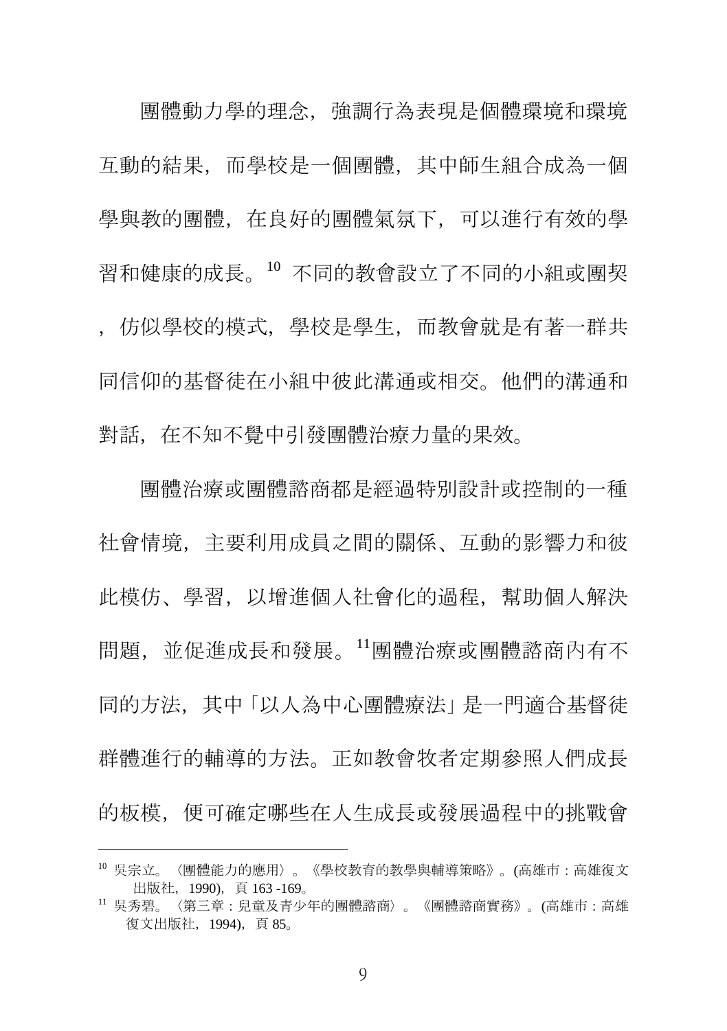團體動力學的理念，強調行為表現是個體環境和環境互動的結果，而學校是一個團體，其中師生組合成為一個學與教的團體，在良好的團體氣氛下，可以進行有效的學習和健康的成長。[10] 不同的教會設立了不同的小組或團契，仿似學校的模式，學校是學生，而教會就是有著一群共同信仰的基督徒在小組中彼此溝通或相交。他們的溝通和對話，在不知不覺中引發團體治療力量的果效。

團體治療或團體諮商都是經過特別設計或控制的一種社會情境，主要利用成員之間的關係、互動的影響力和彼此模仿、學習，以增進個人社會化的過程，幫助個人解決問題，並促進成長和發展。[11]團體治療或團體諮商內有不同的方法，其中「以人為中心團體療法」是一門適合基督徒群體進行的輔導的方法。正如教會牧者定期參照人們成長的板模，便可確定哪些在人生成長或發展過程中的挑戰會

---

[10] 吳宗立。〈團體能力的應用〉。《學校教育的教學與輔導策略》。(高雄市：高雄復文出版社，1990)，頁 163 -169。

[11] 吳秀碧。〈第三章：兒童及青少年的團體諮商〉。《團體諮商實務》。(高雄市：高雄復文出版社，1994)，頁 85。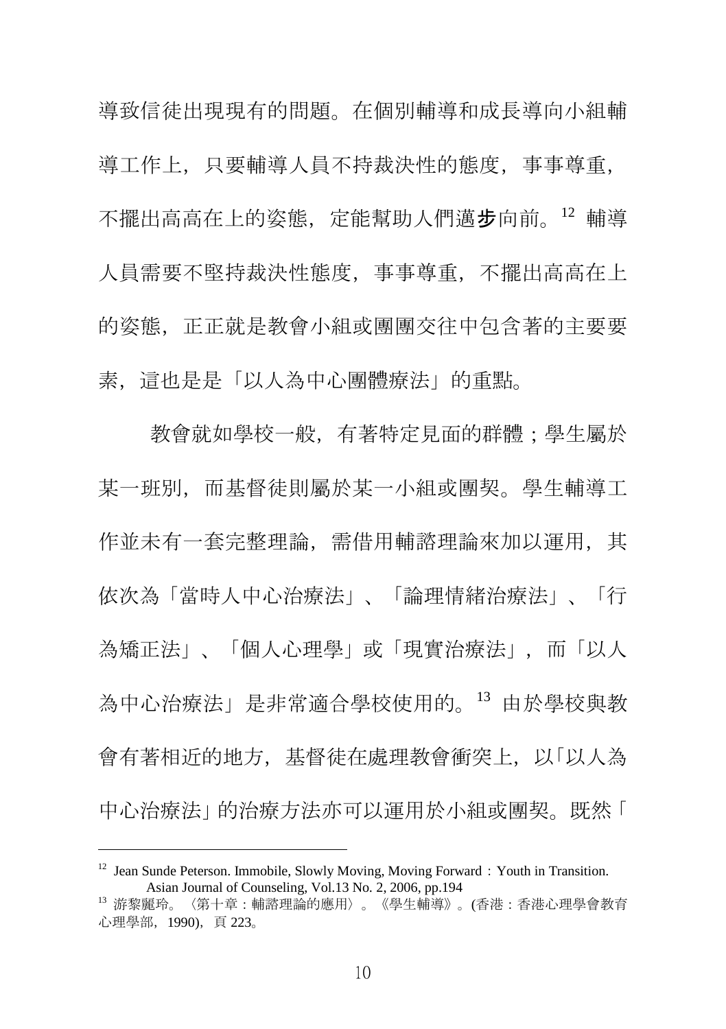導致信徒出現現有的問題。在個別輔導和成長導向小組輔導工作上，只要輔導人員不持裁決性的態度，事事尊重，不擺出高高在上的姿態，定能幫助人們邁步向前。[12] 輔導人員需要不堅持裁決性態度，事事尊重，不擺出高高在上的姿態，正正就是教會小組或團團交往中包含著的主要要素，這也是是「以人為中心團體療法」的重點。

教會就如學校一般，有著特定見面的群體；學生屬於某一班別，而基督徒則屬於某一小組或團契。學生輔導工作並未有一套完整理論，需借用輔諮理論來加以運用，其依次為「當時人中心治療法」、「論理情緒治療法」、「行為矯正法」、「個人心理學」或「現實治療法」，而「以人為中心治療法」是非常適合學校使用的。[13] 由於學校與教會有著相近的地方，基督徒在處理教會衝突上，以「以人為中心治療法」的治療方法亦可以運用於小組或團契。既然「

---

[12] Jean Sunde Peterson. Immobile, Slowly Moving, Moving Forward：Youth in Transition. Asian Journal of Counseling, Vol.13 No. 2, 2006, pp.194

[13] 游黎麗玲。〈第十章：輔諮理論的應用〉。《學生輔導》。(香港：香港心理學會教育心理學部，1990)，頁 223。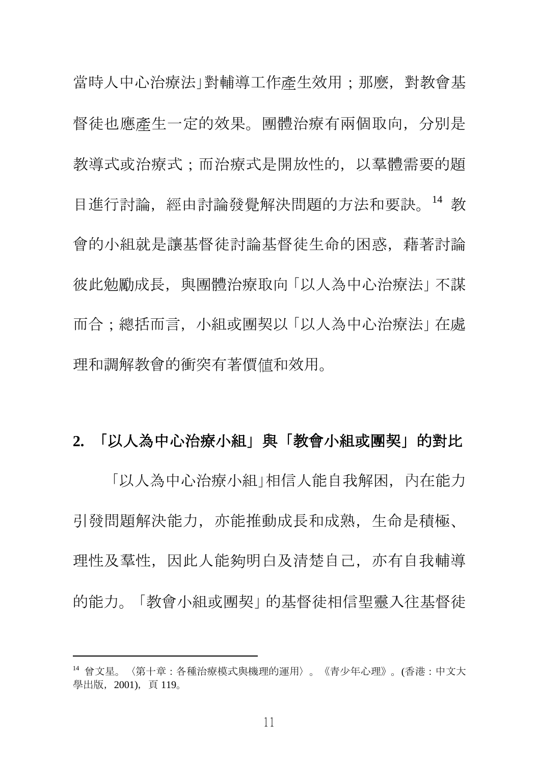當時人中心治療法」對輔導工作產生效用；那麼，對教會基督徒也應產生一定的效果。團體治療有兩個取向，分別是教導式或治療式；而治療式是開放性的，以羣體需要的題目進行討論，經由討論發覺解決問題的方法和要訣。[14] 教會的小組就是讓基督徒討論基督徒生命的困惑，藉著討論彼此勉勵成長，與團體治療取向「以人為中心治療法」不謀而合；總括而言，小組或團契以「以人為中心治療法」在處理和調解教會的衝突有著價值和效用。

## 2. 「以人為中心治療小組」與「教會小組或團契」的對比

「以人為中心治療小組」相信人能自我解困，內在能力引發問題解決能力，亦能推動成長和成熟，生命是積極、理性及羣性，因此人能夠明白及清楚自己，亦有自我輔導的能力。「教會小組或團契」的基督徒相信聖靈入往基督徒

---

[14] 曾文星。〈第十章：各種治療模式與機理的運用〉。《青少年心理》。(香港：中文大學出版，2001)，頁 119。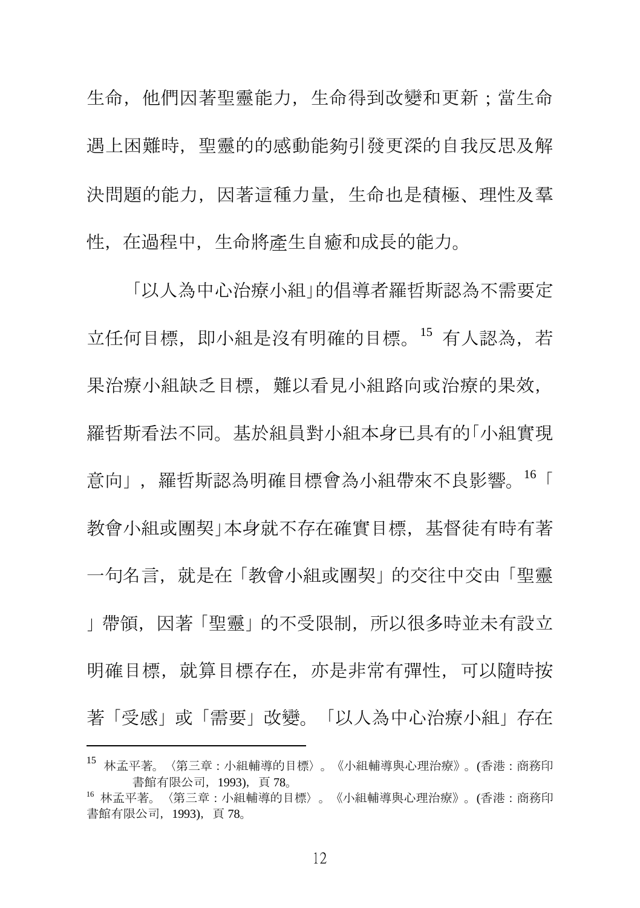生命，他們因著聖靈能力，生命得到改變和更新；當生命遇上困難時，聖靈的的感動能夠引發更深的自我反思及解決問題的能力，因著這種力量，生命也是積極、理性及羣性，在過程中，生命將產生自癒和成長的能力。

「以人為中心治療小組」的倡導者羅哲斯認為不需要定立任何目標，即小組是沒有明確的目標。[15] 有人認為，若果治療小組缺乏目標，難以看見小組路向或治療的果效，羅哲斯看法不同。基於組員對小組本身已具有的「小組實現意向」，羅哲斯認為明確目標會為小組帶來不良影響。[16]「教會小組或團契」本身就不存在確實目標，基督徒有時有著一句名言，就是在「教會小組或團契」的交往中交由「聖靈」帶領，因著「聖靈」的不受限制，所以很多時並未有設立明確目標，就算目標存在，亦是非常有彈性，可以隨時按著「受感」或「需要」改變。「以人為中心治療小組」存在

---

[15] 林孟平著。〈第三章：小組輔導的目標〉。《小組輔導與心理治療》。(香港：商務印書館有限公司，1993)，頁 78。

[16] 林孟平著。〈第三章：小組輔導的目標〉。《小組輔導與心理治療》。(香港：商務印書館有限公司，1993)，頁 78。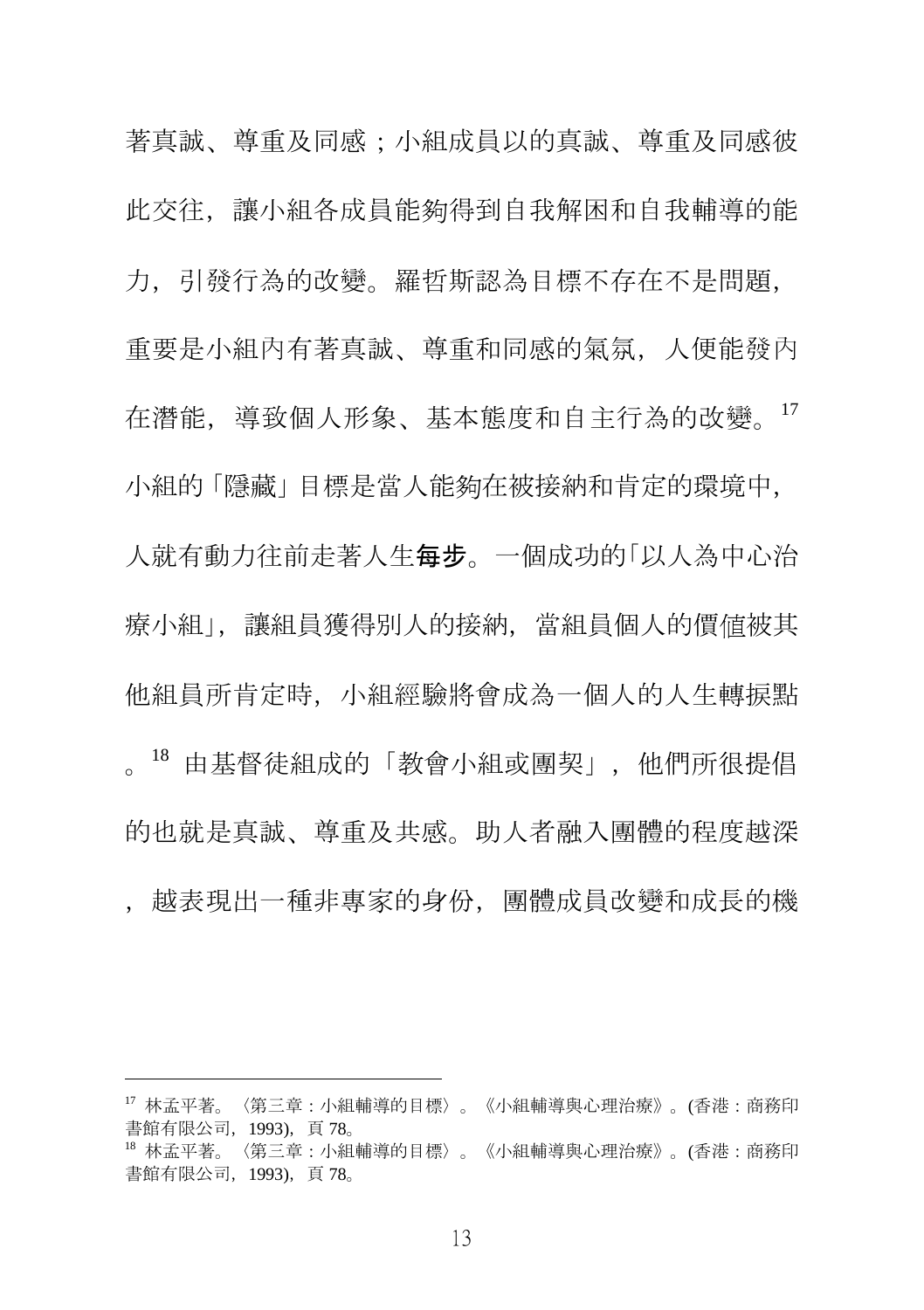著真誠、尊重及同感；小組成員以的真誠、尊重及同感彼此交往，讓小組各成員能夠得到自我解困和自我輔導的能力，引發行為的改變。羅哲斯認為目標不存在不是問題，重要是小組內有著真誠、尊重和同感的氣氛，人便能發內在潛能，導致個人形象、基本態度和自主行為的改變。[17] 小組的「隱藏」目標是當人能夠在被接納和肯定的環境中，人就有動力往前走著人生**每步**。一個成功的「以人為中心治療小組」，讓組員獲得別人的接納，當組員個人的價值被其他組員所肯定時，小組經驗將會成為一個人的人生轉捩點。[18] 由基督徒組成的「教會小組或團契」，他們所很提倡的也就是真誠、尊重及共感。助人者融入團體的程度越深，越表現出一種非專家的身份，團體成員改變和成長的機

---

[17] 林孟平著。〈第三章：小組輔導的目標〉。《小組輔導與心理治療》。(香港：商務印書館有限公司，1993)，頁 78。

[18] 林孟平著。〈第三章：小組輔導的目標〉。《小組輔導與心理治療》。(香港：商務印書館有限公司，1993)，頁 78。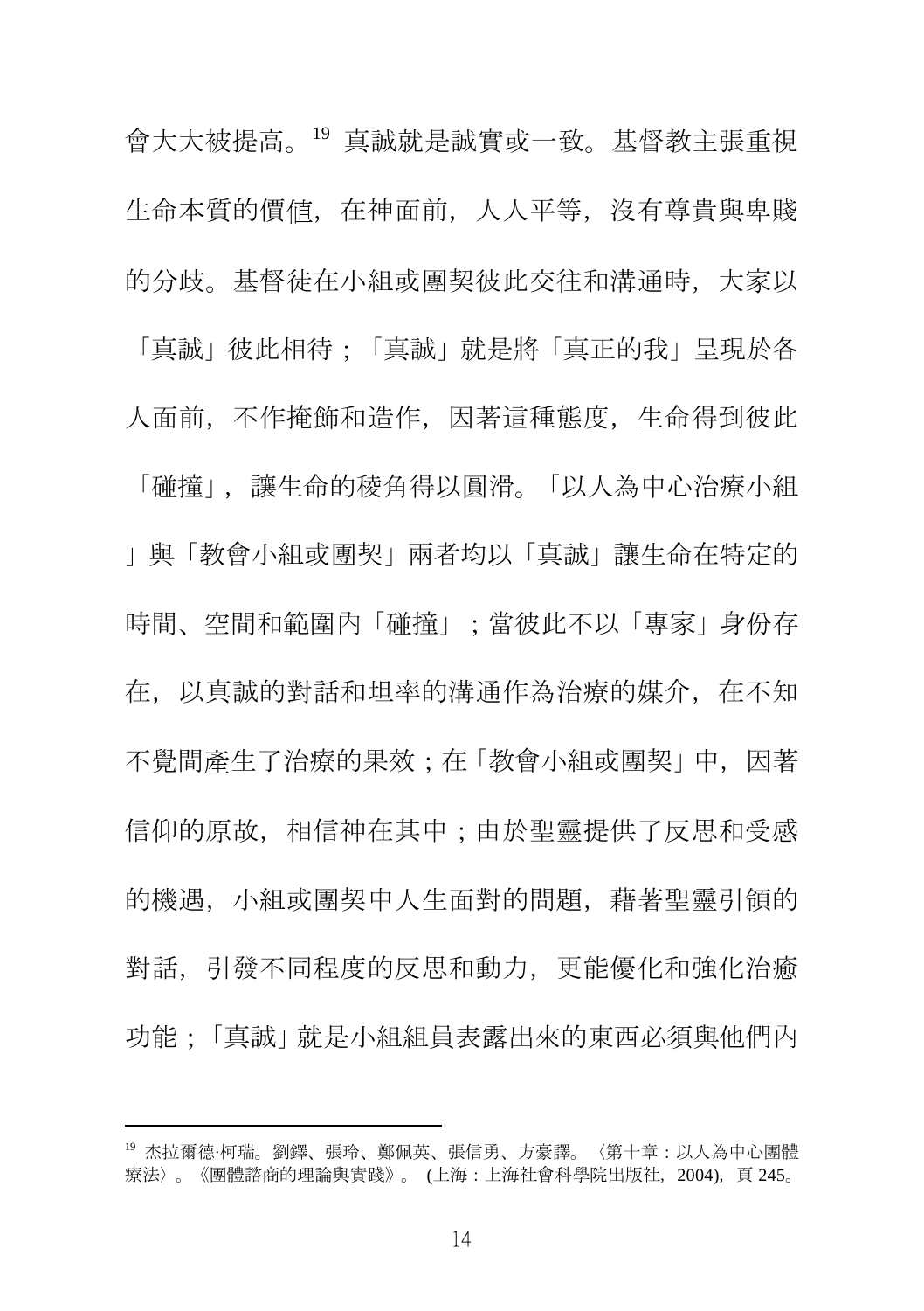會大大被提高。[19] 真誠就是誠實或一致。基督教主張重視生命本質的價值，在神面前，人人平等，沒有尊貴與卑賤的分歧。基督徒在小組或團契彼此交往和溝通時，大家以「真誠」彼此相待；「真誠」就是將「真正的我」呈現於各人面前，不作掩飾和造作，因著這種態度，生命得到彼此「碰撞」，讓生命的稜角得以圓滑。「以人為中心治療小組」與「教會小組或團契」兩者均以「真誠」讓生命在特定的時間、空間和範圍內「碰撞」；當彼此不以「專家」身份存在，以真誠的對話和坦率的溝通作為治療的媒介，在不知不覺間產生了治療的果效；在「教會小組或團契」中，因著信仰的原故，相信神在其中；由於聖靈提供了反思和受感的機遇，小組或團契中人生面對的問題，藉著聖靈引領的對話，引發不同程度的反思和動力，更能優化和強化治癒功能；「真誠」就是小組組員表露出來的東西必須與他們內

---

[19] 杰拉爾德·柯瑞。劉鐸、張玲、鄭佩英、張信勇、方豪譯。〈第十章：以人為中心團體療法〉。《團體諮商的理論與實踐》。(上海：上海社會科學院出版社，2004)，頁 245。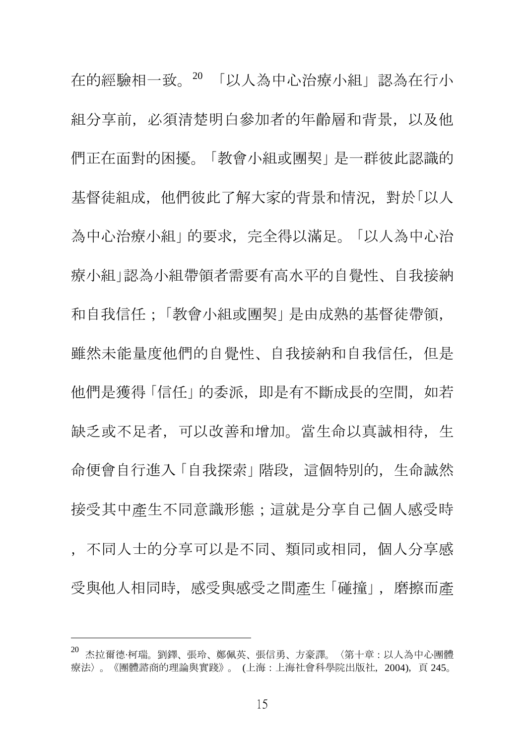在的經驗相一致。[20] 「以人為中心治療小組」認為在行小組分享前，必須清楚明白參加者的年齡層和背景，以及他們正在面對的困擾。「教會小組或團契」是一群彼此認識的基督徒組成，他們彼此了解大家的背景和情況，對於「以人為中心治療小組」的要求，完全得以滿足。「以人為中心治療小組」認為小組帶領者需要有高水平的自覺性、自我接納和自我信任；「教會小組或團契」是由成熟的基督徒帶領，雖然未能量度他們的自覺性、自我接納和自我信任，但是他們是獲得「信任」的委派，即是有不斷成長的空間，如若缺乏或不足者，可以改善和增加。當生命以真誠相待，生命便會自行進入「自我探索」階段，這個特別的，生命誠然接受其中產生不同意識形態；這就是分享自己個人感受時，不同人士的分享可以是不同、類同或相同，個人分享感受與他人相同時，感受與感受之間產生「碰撞」，磨擦而產

---

[20] 杰拉爾德·柯瑞。劉鐸、張玲、鄭佩英、張信勇、方豪譯。〈第十章：以人為中心團體療法〉。《團體諮商的理論與實踐》。(上海：上海社會科學院出版社，2004)，頁 245。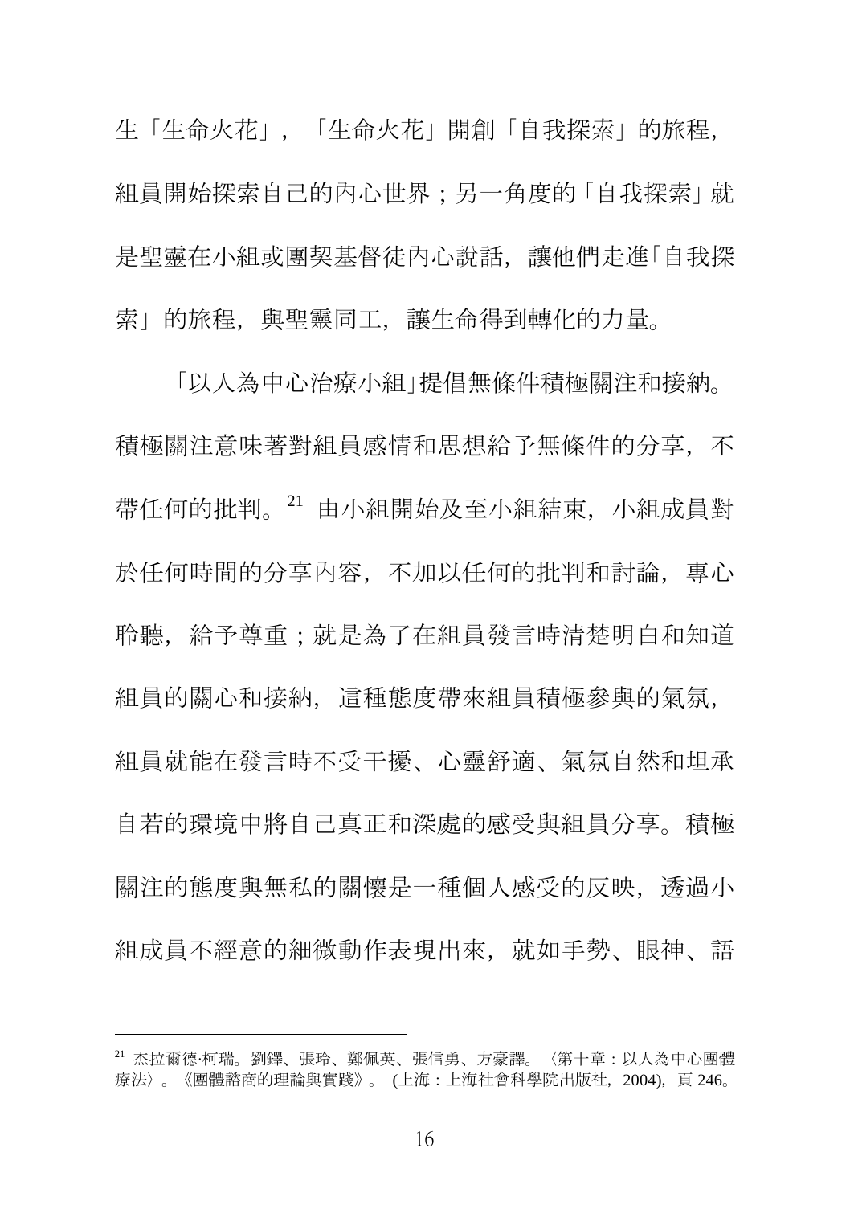生「生命火花」，「生命火花」開創「自我探索」的旅程，組員開始探索自己的內心世界；另一角度的「自我探索」就是聖靈在小組或團契基督徒內心說話，讓他們走進「自我探索」的旅程，與聖靈同工，讓生命得到轉化的力量。

「以人為中心治療小組」提倡無條件積極關注和接納。積極關注意味著對組員感情和思想給予無條件的分享，不帶任何的批判。[21] 由小組開始及至小組結束，小組成員對於任何時間的分享內容，不加以任何的批判和討論，專心聆聽，給予尊重；就是為了在組員發言時清楚明白和知道組員的關心和接納，這種態度帶來組員積極參與的氣氛，組員就能在發言時不受干擾、心靈舒適、氣氛自然和坦承自若的環境中將自己真正和深處的感受與組員分享。積極關注的態度與無私的關懷是一種個人感受的反映，透過小組成員不經意的細微動作表現出來，就如手勢、眼神、語

---

[21] 杰拉爾德·柯瑞。劉鐸、張玲、鄭佩英、張信勇、方豪譯。〈第十章：以人為中心團體療法〉。《團體諮商的理論與實踐》。(上海：上海社會科學院出版社，2004)，頁 246。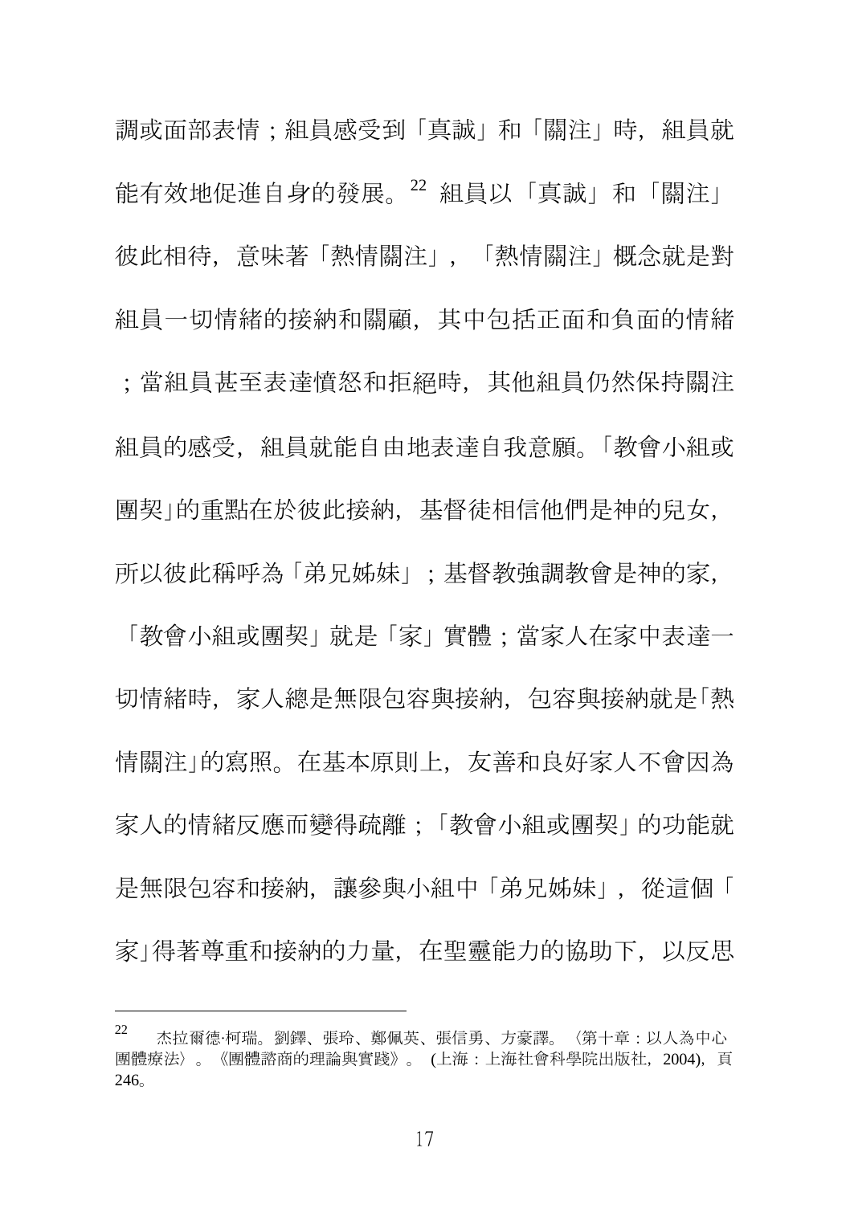調或面部表情；組員感受到「真誠」和「關注」時，組員就能有效地促進自身的發展。[22] 組員以「真誠」和「關注」彼此相待，意味著「熱情關注」，「熱情關注」概念就是對組員一切情緒的接納和關顧，其中包括正面和負面的情緒；當組員甚至表達憤怒和拒絕時，其他組員仍然保持關注組員的感受，組員就能自由地表達自我意願。「教會小組或團契」的重點在於彼此接納，基督徒相信他們是神的兒女，所以彼此稱呼為「弟兄姊妹」；基督教強調教會是神的家，「教會小組或團契」就是「家」實體；當家人在家中表達一切情緒時，家人總是無限包容與接納，包容與接納就是「熱情關注」的寫照。在基本原則上，友善和良好家人不會因為家人的情緒反應而變得疏離；「教會小組或團契」的功能就是無限包容和接納，讓參與小組中「弟兄姊妹」，從這個「家」得著尊重和接納的力量，在聖靈能力的協助下，以反思

---

[22] 杰拉爾德·柯瑞。劉鐸、張玲、鄭佩英、張信勇、方豪譯。〈第十章：以人為中心團體療法〉。《團體諮商的理論與實踐》。(上海：上海社會科學院出版社，2004)，頁246。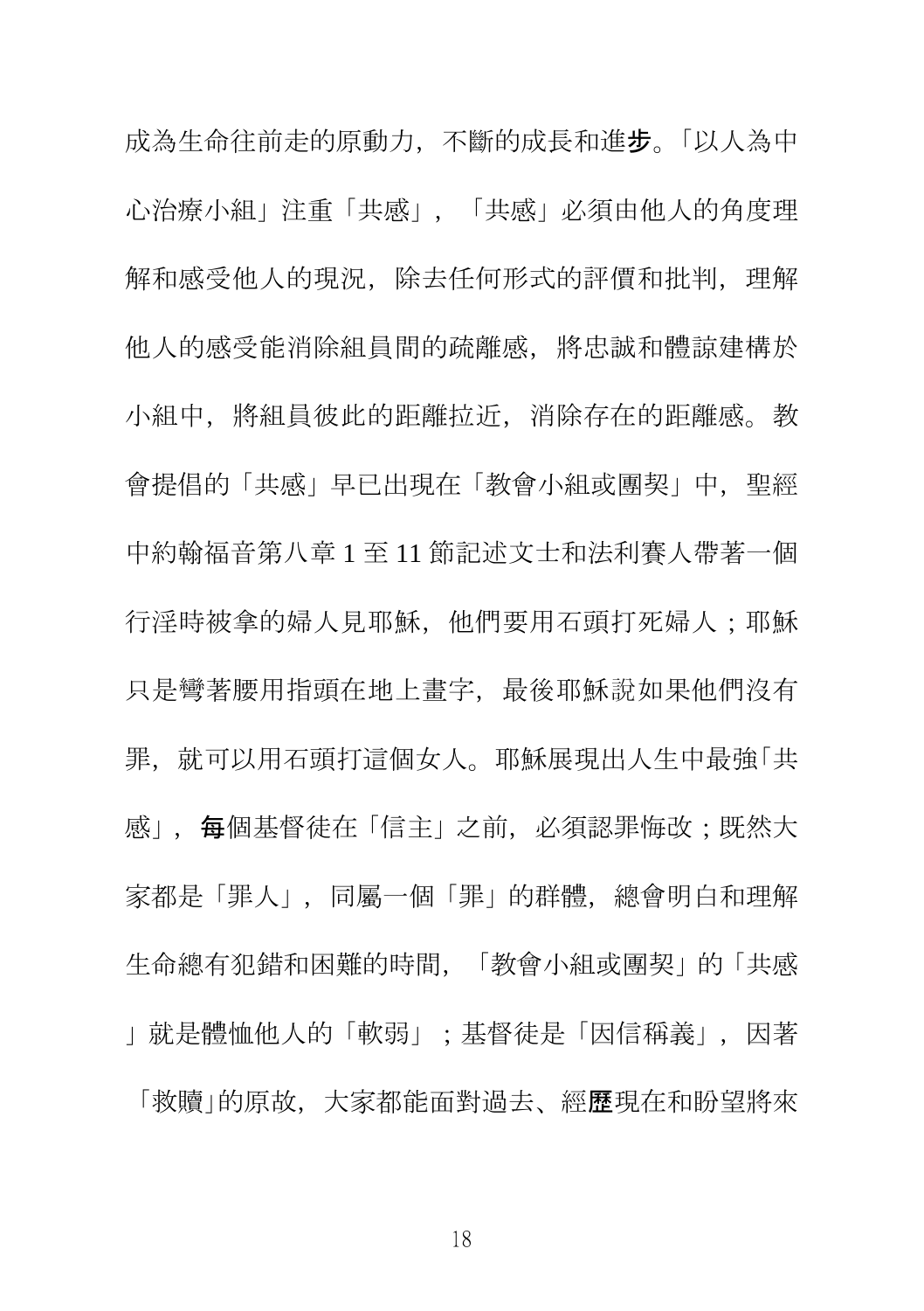成為生命往前走的原動力，不斷的成長和進步。「以人為中心治療小組」注重「共感」，「共感」必須由他人的角度理解和感受他人的現況，除去任何形式的評價和批判，理解他人的感受能消除組員間的疏離感，將忠誠和體諒建構於小組中，將組員彼此的距離拉近，消除存在的距離感。教會提倡的「共感」早已出現在「教會小組或團契」中，聖經中約翰福音第八章 1 至 11 節記述文士和法利賽人帶著一個行淫時被拿的婦人見耶穌，他們要用石頭打死婦人；耶穌只是彎著腰用指頭在地上畫字，最後耶穌說如果他們沒有罪，就可以用石頭打這個女人。耶穌展現出人生中最強「共感」，每個基督徒在「信主」之前，必須認罪悔改；既然大家都是「罪人」，同屬一個「罪」的群體，總會明白和理解生命總有犯錯和困難的時間，「教會小組或團契」的「共感」就是體恤他人的「軟弱」；基督徒是「因信稱義」，因著「救贖」的原故，大家都能面對過去、經歷現在和盼望將來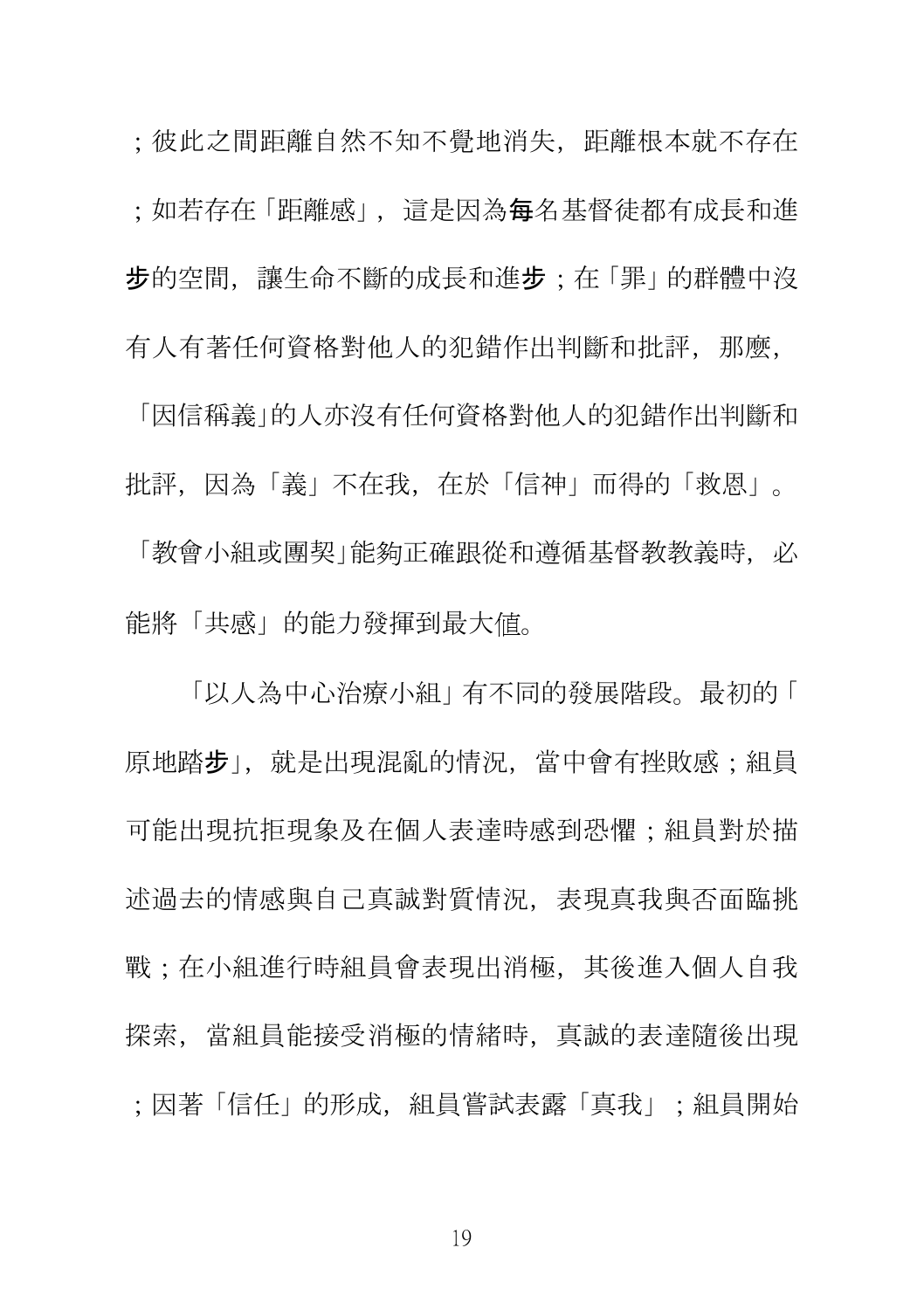；彼此之間距離自然不知不覺地消失，距離根本就不存在；如若存在「距離感」，這是因為每名基督徒都有成長和進步的空間，讓生命不斷的成長和進步；在「罪」的群體中沒有人有著任何資格對他人的犯錯作出判斷和批評，那麼，「因信稱義」的人亦沒有任何資格對他人的犯錯作出判斷和批評，因為「義」不在我，在於「信神」而得的「救恩」。「教會小組或團契」能夠正確跟從和遵循基督教教義時，必能將「共感」的能力發揮到最大值。

「以人為中心治療小組」有不同的發展階段。最初的「原地踏步」，就是出現混亂的情況，當中會有挫敗感；組員可能出現抗拒現象及在個人表達時感到恐懼；組員對於描述過去的情感與自己真誠對質情況，表現真我與否面臨挑戰；在小組進行時組員會表現出消極，其後進入個人自我探索，當組員能接受消極的情緒時，真誠的表達隨後出現；因著「信任」的形成，組員嘗試表露「真我」；組員開始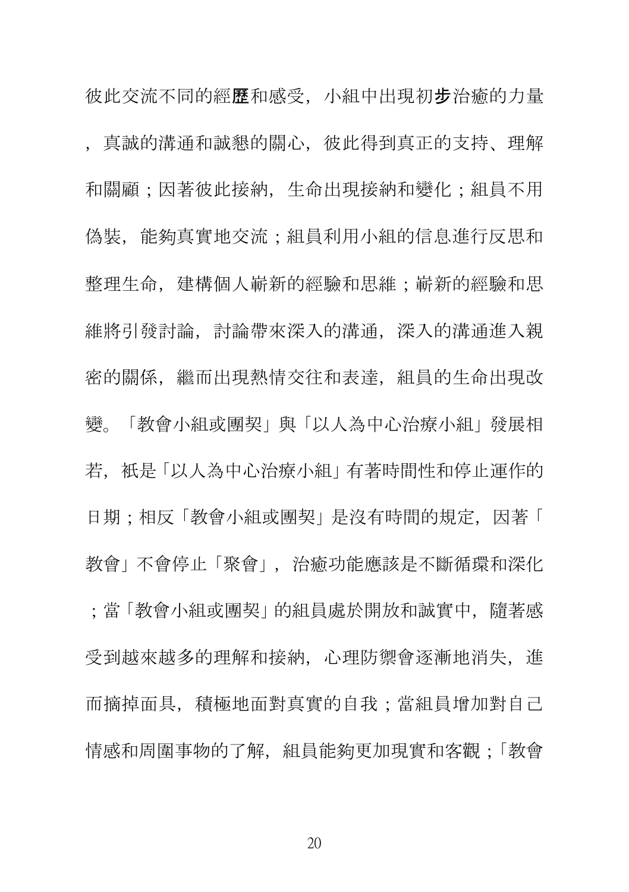彼此交流不同的經歷和感受，小組中出現初步治癒的力量，真誠的溝通和誠懇的關心，彼此得到真正的支持、理解和關顧；因著彼此接納，生命出現接納和變化；組員不用偽裝，能夠真實地交流；組員利用小組的信息進行反思和整理生命，建構個人嶄新的經驗和思維；嶄新的經驗和思維將引發討論，討論帶來深入的溝通，深入的溝通進入親密的關係，繼而出現熱情交往和表達，組員的生命出現改變。「教會小組或團契」與「以人為中心治療小組」發展相若，祇是「以人為中心治療小組」有著時間性和停止運作的日期；相反「教會小組或團契」是沒有時間的規定，因著「教會」不會停止「聚會」，治癒功能應該是不斷循環和深化；當「教會小組或團契」的組員處於開放和誠實中，隨著感受到越來越多的理解和接納，心理防禦會逐漸地消失，進而摘掉面具，積極地面對真實的自我；當組員增加對自己情感和周圍事物的了解，組員能夠更加現實和客觀；「教會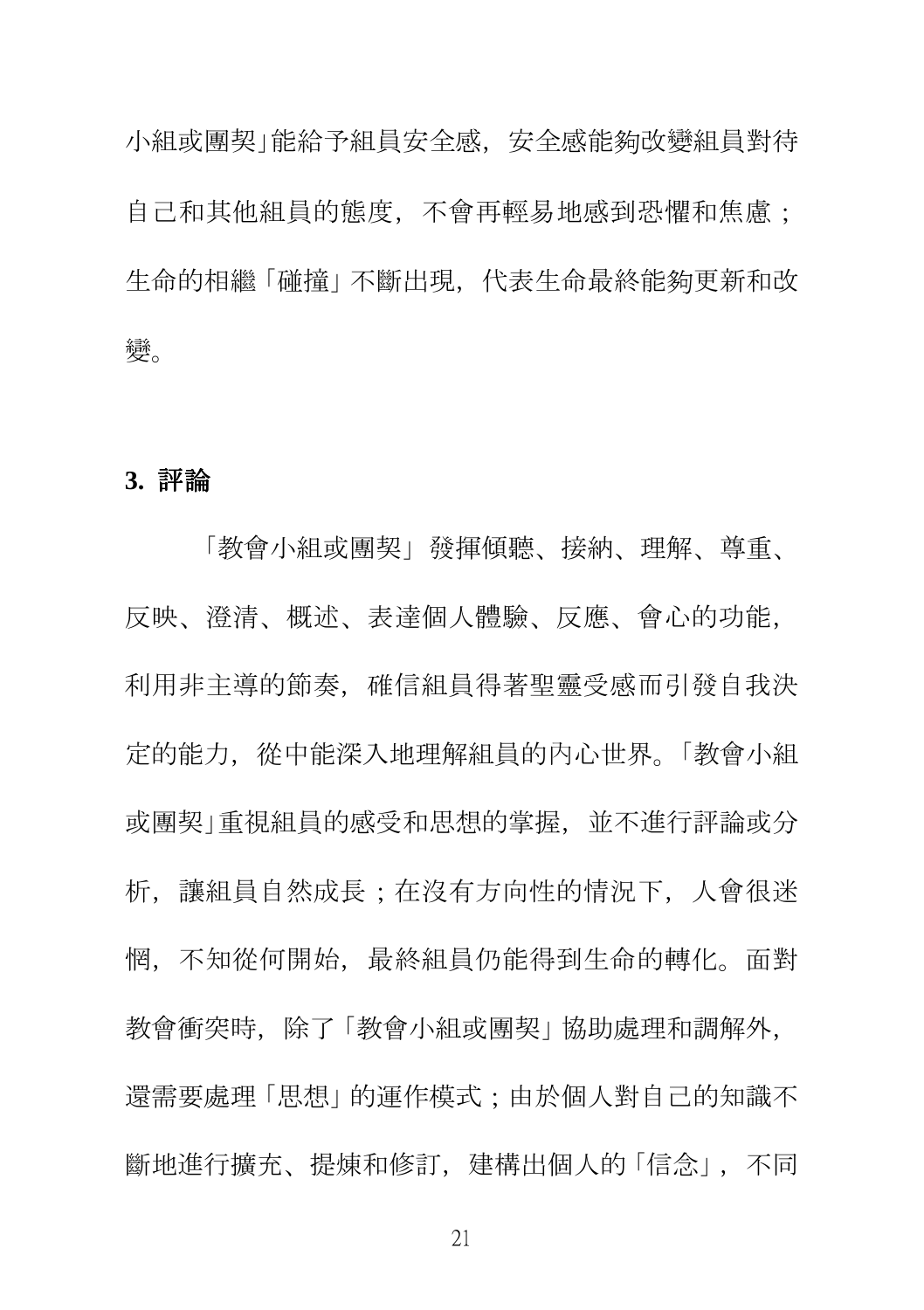小組或團契」能給予組員安全感，安全感能夠改變組員對待自己和其他組員的態度，不會再輕易地感到恐懼和焦慮；生命的相繼「碰撞」不斷出現，代表生命最終能夠更新和改變。

### 3. 評論

「教會小組或團契」發揮傾聽、接納、理解、尊重、反映、澄清、概述、表達個人體驗、反應、會心的功能，利用非主導的節奏，確信組員得著聖靈受感而引發自我決定的能力，從中能深入地理解組員的內心世界。「教會小組或團契」重視組員的感受和思想的掌握，並不進行評論或分析，讓組員自然成長；在沒有方向性的情況下，人會很迷惘，不知從何開始，最終組員仍能得到生命的轉化。面對教會衝突時，除了「教會小組或團契」協助處理和調解外，還需要處理「思想」的運作模式；由於個人對自己的知識不斷地進行擴充、提煉和修訂，建構出個人的「信念」，不同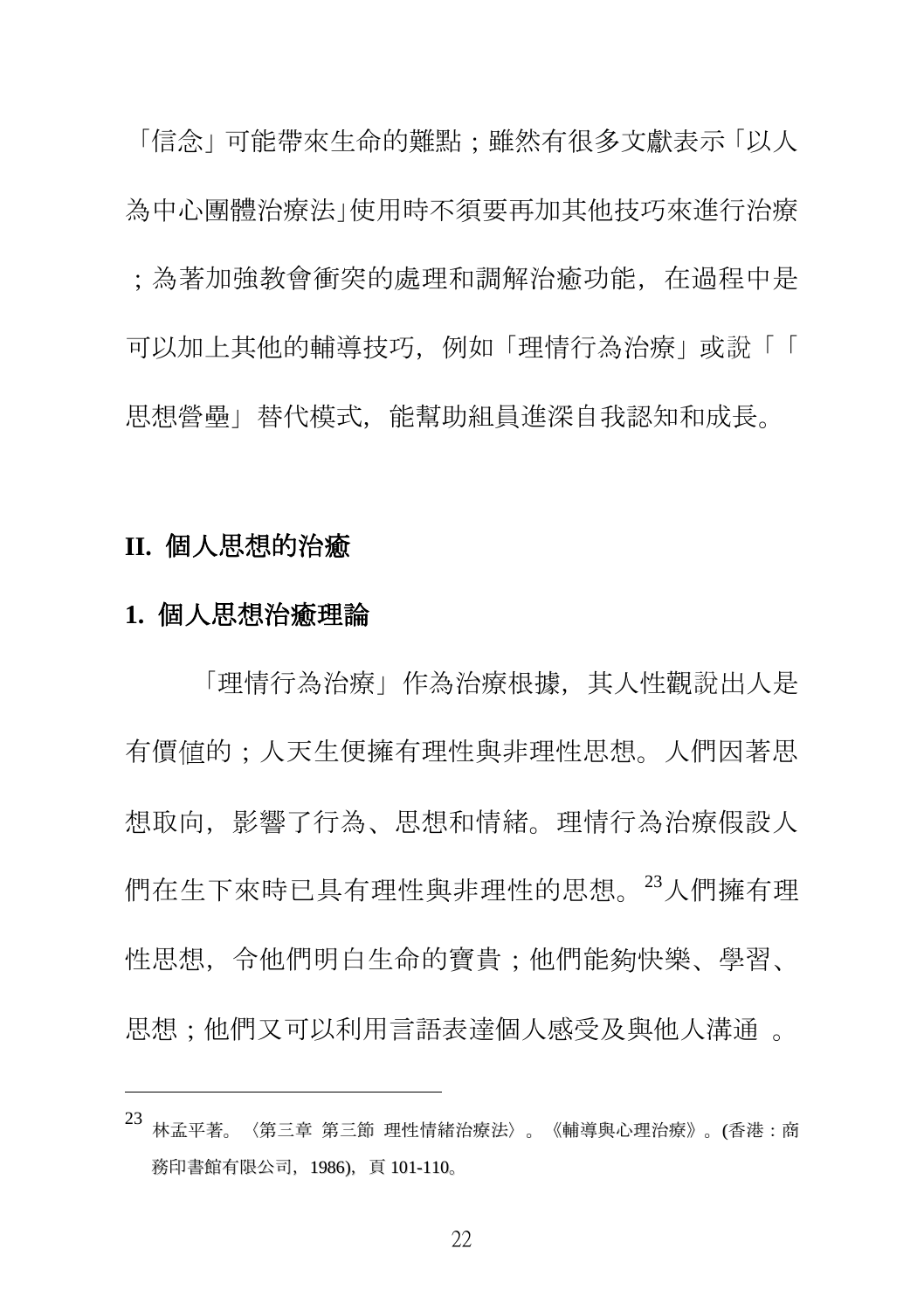「信念」可能帶來生命的難點；雖然有很多文獻表示「以人為中心團體治療法」使用時不須要再加其他技巧來進行治療；為著加強教會衝突的處理和調解治癒功能，在過程中是可以加上其他的輔導技巧，例如「理情行為治療」或說「「思想營壘」替代模式，能幫助組員進深自我認知和成長。

## II. 個人思想的治癒

### 1. 個人思想治癒理論

「理情行為治療」作為治療根據，其人性觀說出人是有價值的；人天生便擁有理性與非理性思想。人們因著思想取向，影響了行為、思想和情緒。理情行為治療假設人們在生下來時已具有理性與非理性的思想。[23]人們擁有理性思想，令他們明白生命的寶貴；他們能夠快樂、學習、思想；他們又可以利用言語表達個人感受及與他人溝通 。

[23] 林孟平著。〈第三章 第三節 理性情緒治療法〉。《輔導與心理治療》。(香港：商務印書館有限公司，1986)，頁 101-110。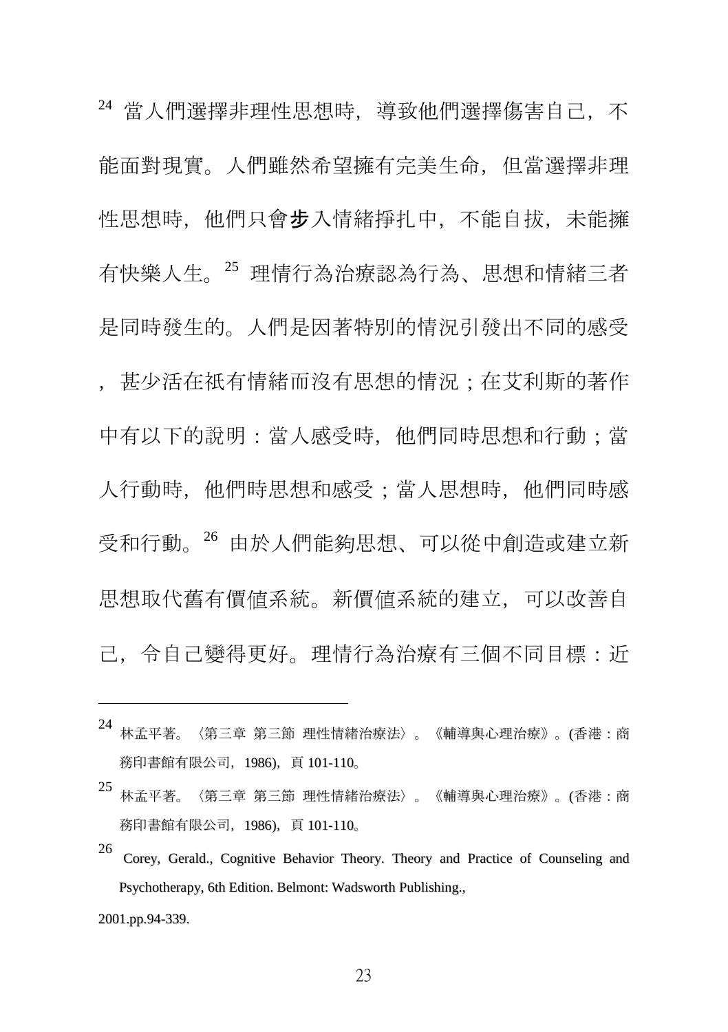[24] 當人們選擇非理性思想時，導致他們選擇傷害自己，不能面對現實。人們雖然希望擁有完美生命，但當選擇非理性思想時，他們只會**步**入情緒掙扎中，不能自拔，未能擁有快樂人生。[25] 理情行為治療認為行為、思想和情緒三者是同時發生的。人們是因著特別的情況引發出不同的感受，甚少活在祇有情緒而沒有思想的情況；在艾利斯的著作中有以下的說明：當人感受時，他們同時思想和行動；當人行動時，他們時思想和感受；當人思想時，他們同時感受和行動。[26] 由於人們能夠思想、可以從中創造或建立新思想取代舊有價值系統。新價值系統的建立，可以改善自己，令自己變得更好。理情行為治療有三個不同目標：近

---

[24] 林孟平著。〈第三章 第三節 理性情緒治療法〉。《輔導與心理治療》。(香港：商務印書館有限公司，1986)，頁 101-110。

[25] 林孟平著。〈第三章 第三節 理性情緒治療法〉。《輔導與心理治療》。(香港：商務印書館有限公司，1986)，頁 101-110。

[26] Corey, Gerald., Cognitive Behavior Theory. Theory and Practice of Counseling and Psychotherapy, 6th Edition. Belmont: Wadsworth Publishing., 2001.pp.94-339.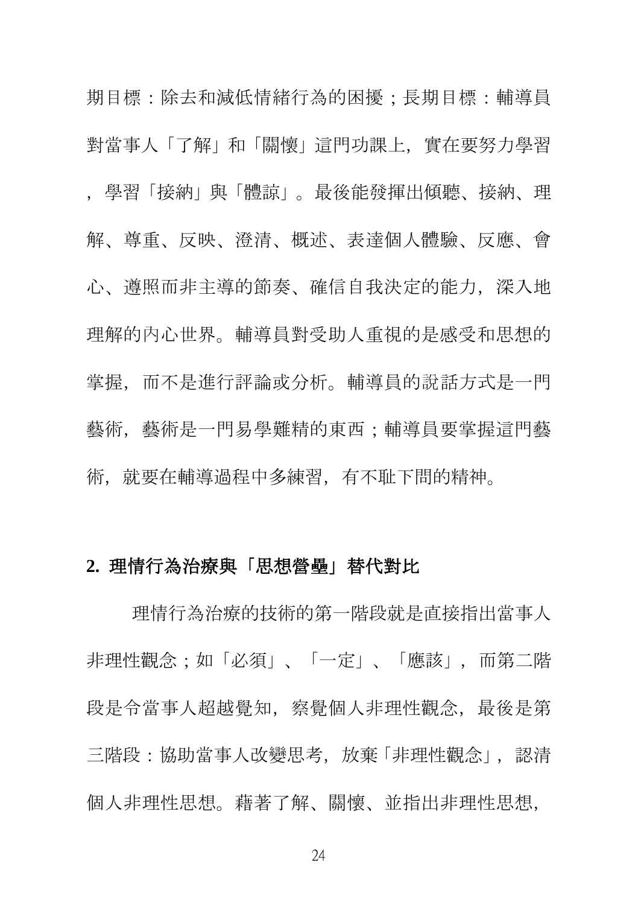期目標：除去和減低情緒行為的困擾；長期目標：輔導員對當事人「了解」和「關懷」這門功課上，實在要努力學習，學習「接納」與「體諒」。最後能發揮出傾聽、接納、理解、尊重、反映、澄清、概述、表達個人體驗、反應、會心、遵照而非主導的節奏、確信自我決定的能力，深入地理解的內心世界。輔導員對受助人重視的是感受和思想的掌握，而不是進行評論或分析。輔導員的說話方式是一門藝術，藝術是一門易學難精的東西；輔導員要掌握這門藝術，就要在輔導過程中多練習，有不耻下問的精神。

### 2. 理情行為治療與「思想營壘」替代對比

理情行為治療的技術的第一階段就是直接指出當事人非理性觀念；如「必須」、「一定」、「應該」，而第二階段是令當事人超越覺知，察覺個人非理性觀念，最後是第三階段：協助當事人改變思考，放棄「非理性觀念」，認清個人非理性思想。藉著了解、關懷、並指出非理性思想，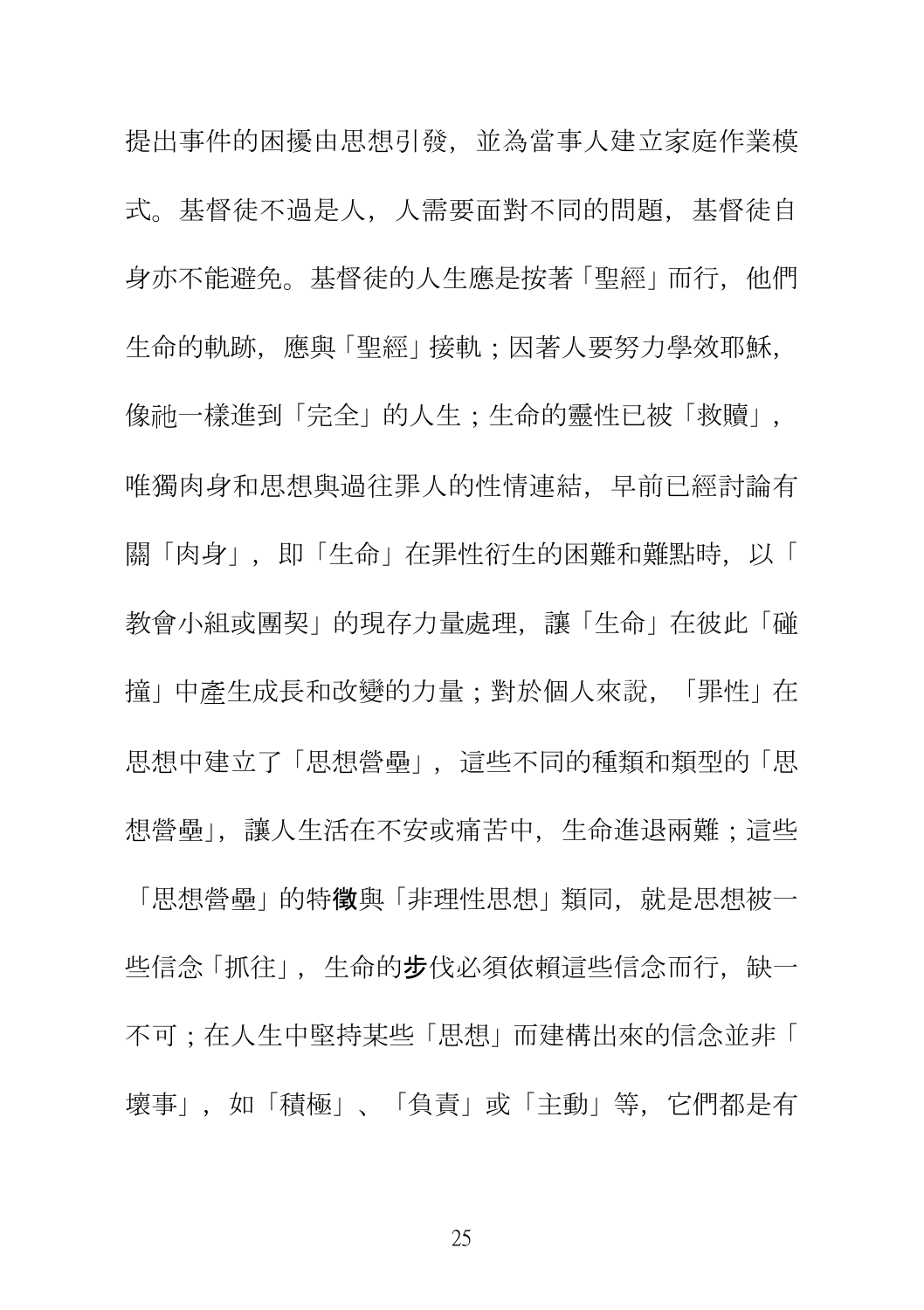提出事件的困擾由思想引發，並為當事人建立家庭作業模式。基督徒不過是人，人需要面對不同的問題，基督徒自身亦不能避免。基督徒的人生應是按著「聖經」而行，他們生命的軌跡，應與「聖經」接軌；因著人要努力學效耶穌，像祂一樣進到「完全」的人生；生命的靈性已被「救贖」，唯獨肉身和思想與過往罪人的性情連結，早前已經討論有關「肉身」，即「生命」在罪性衍生的困難和難點時，以「教會小組或團契」的現存力量處理，讓「生命」在彼此「碰撞」中產生成長和改變的力量；對於個人來說，「罪性」在思想中建立了「思想營壘」，這些不同的種類和類型的「思想營壘」，讓人生活在不安或痛苦中，生命進退兩難；這些「思想營壘」的特徵與「非理性思想」類同，就是思想被一些信念「抓往」，生命的步伐必須依賴這些信念而行，缺一不可；在人生中堅持某些「思想」而建構出來的信念並非「壞事」，如「積極」、「負責」或「主動」等，它們都是有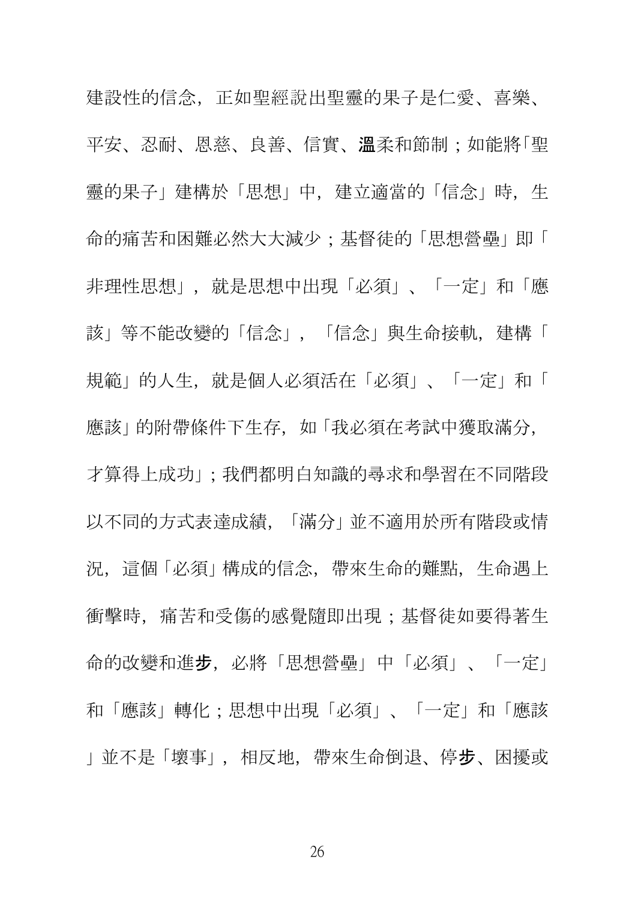建設性的信念，正如聖經說出聖靈的果子是仁愛、喜樂、平安、忍耐、恩慈、良善、信實、溫柔和節制；如能將「聖靈的果子」建構於「思想」中，建立適當的「信念」時，生命的痛苦和困難必然大大減少；基督徒的「思想營壘」即「非理性思想」，就是思想中出現「必須」、「一定」和「應該」等不能改變的「信念」，「信念」與生命接軌，建構「規範」的人生，就是個人必須活在「必須」、「一定」和「應該」的附帶條件下生存，如「我必須在考試中獲取滿分，才算得上成功」；我們都明白知識的尋求和學習在不同階段以不同的方式表達成績，「滿分」並不適用於所有階段或情況，這個「必須」構成的信念，帶來生命的難點，生命遇上衝擊時，痛苦和受傷的感覺隨即出現；基督徒如要得著生命的改變和進步，必將「思想營壘」中「必須」、「一定」和「應該」轉化；思想中出現「必須」、「一定」和「應該」並不是「壞事」，相反地，帶來生命倒退、停步、困擾或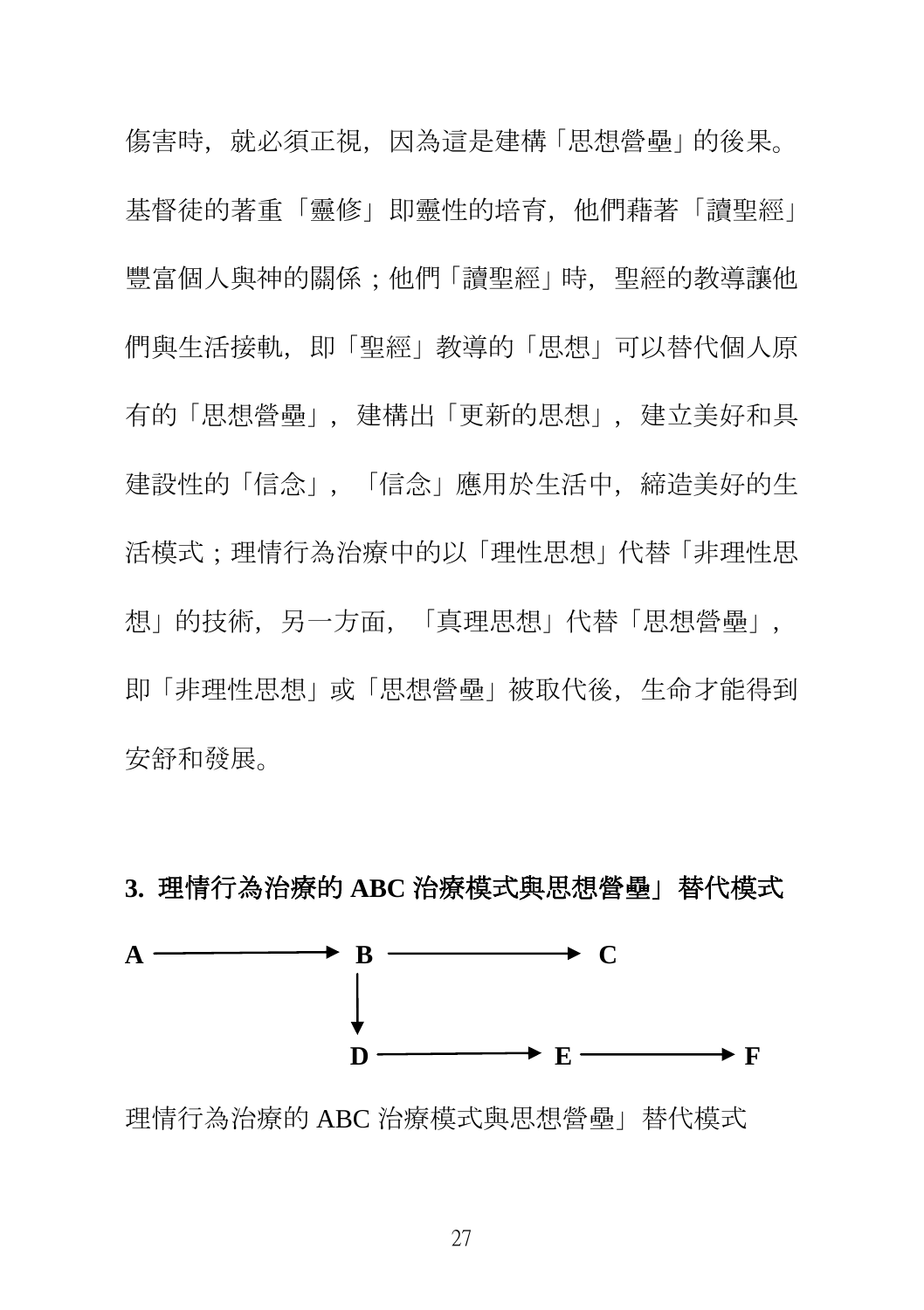傷害時，就必須正視，因為這是建構「思想營壘」的後果。基督徒的著重「靈修」即靈性的培育，他們藉著「讀聖經」豐富個人與神的關係；他們「讀聖經」時，聖經的教導讓他們與生活接軌，即「聖經」教導的「思想」可以替代個人原有的「思想營壘」，建構出「更新的思想」，建立美好和具建設性的「信念」，「信念」應用於生活中，締造美好的生活模式；理情行為治療中的以「理性思想」代替「非理性思想」的技術，另一方面，「真理思想」代替「思想營壘」，即「非理性思想」或「思想營壘」被取代後，生命才能得到安舒和發展。

### 3. 理情行為治療的 ABC 治療模式與思想營壘」替代模式

```
A ──────────► B ──────────► C
              │
              ▼
              D ──────────► E ──────────► F
```

理情行為治療的 ABC 治療模式與思想營壘」替代模式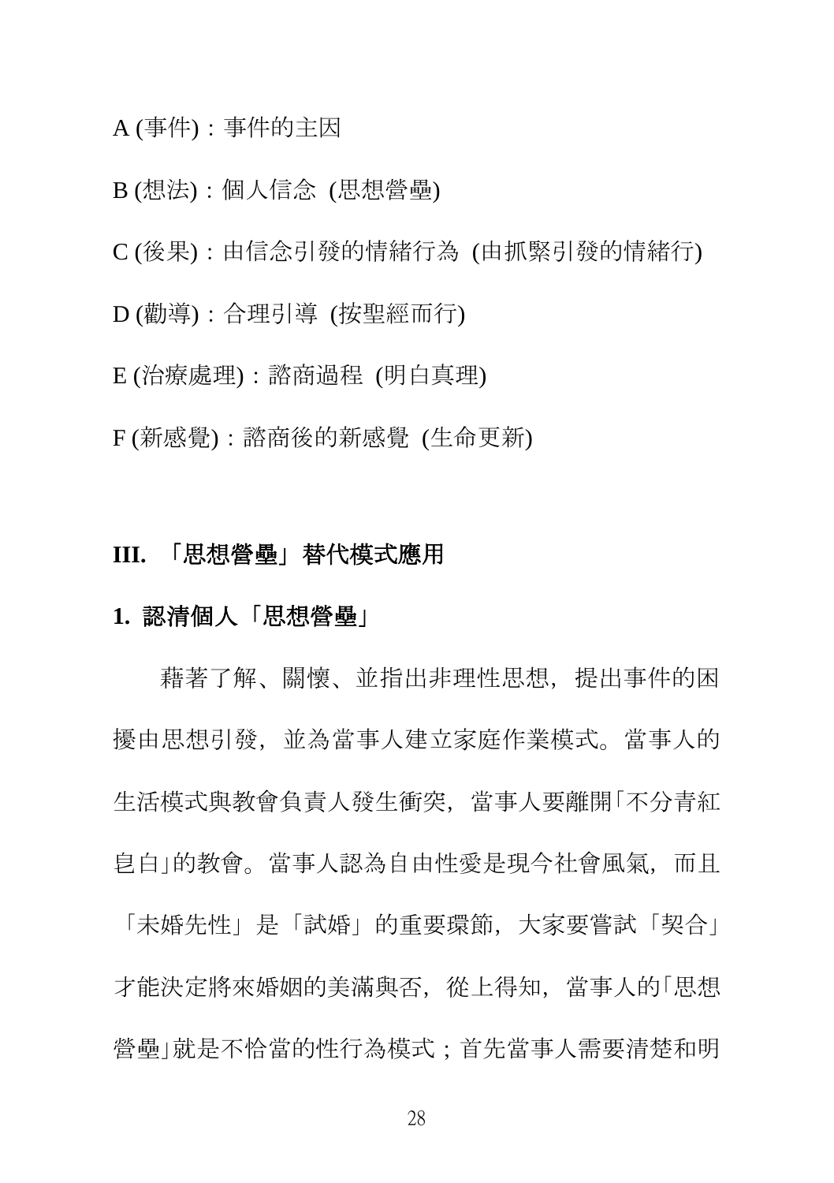A (事件)：事件的主因

B (想法)：個人信念 (思想營壘)

C (後果)：由信念引發的情緒行為 (由抓緊引發的情緒行)

D (勸導)：合理引導 (按聖經而行)

E (治療處理)：諮商過程 (明白真理)

F (新感覺)：諮商後的新感覺 (生命更新)

## III. 「思想營壘」替代模式應用

### 1. 認清個人「思想營壘」

藉著了解、關懷、並指出非理性思想，提出事件的困擾由思想引發，並為當事人建立家庭作業模式。當事人的生活模式與教會負責人發生衝突，當事人要離開「不分青紅皂白」的教會。當事人認為自由性愛是現今社會風氣，而且「未婚先性」是「試婚」的重要環節，大家要嘗試「契合」才能決定將來婚姻的美滿與否，從上得知，當事人的「思想營壘」就是不恰當的性行為模式；首先當事人需要清楚和明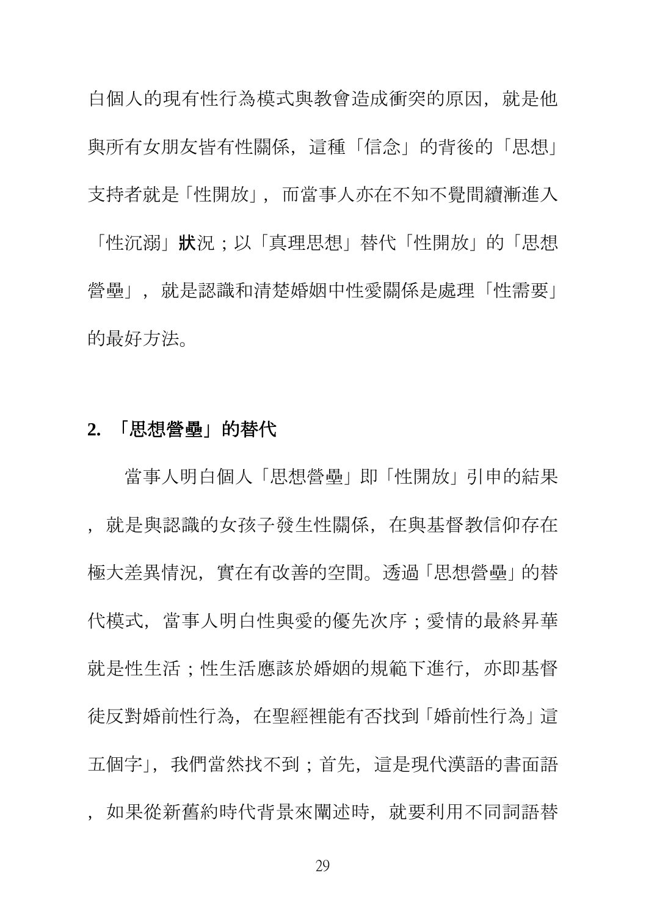白個人的現有性行為模式與教會造成衝突的原因，就是他與所有女朋友皆有性關係，這種「信念」的背後的「思想」支持者就是「性開放」，而當事人亦在不知不覺間續漸進入「性沉溺」**狀**況；以「真理思想」替代「性開放」的「思想營壘」，就是認識和清楚婚姻中性愛關係是處理「性需要」的最好方法。

**2. 「思想營壘」的替代**

當事人明白個人「思想營壘」即「性開放」引申的結果，就是與認識的女孩子發生性關係，在與基督教信仰存在極大差異情況，實在有改善的空間。透過「思想營壘」的替代模式，當事人明白性與愛的優先次序；愛情的最終昇華就是性生活；性生活應該於婚姻的規範下進行，亦即基督徒反對婚前性行為，在聖經裡能有否找到「婚前性行為」這五個字」，我們當然找不到；首先，這是現代漢語的書面語，如果從新舊約時代背景來闡述時，就要利用不同詞語替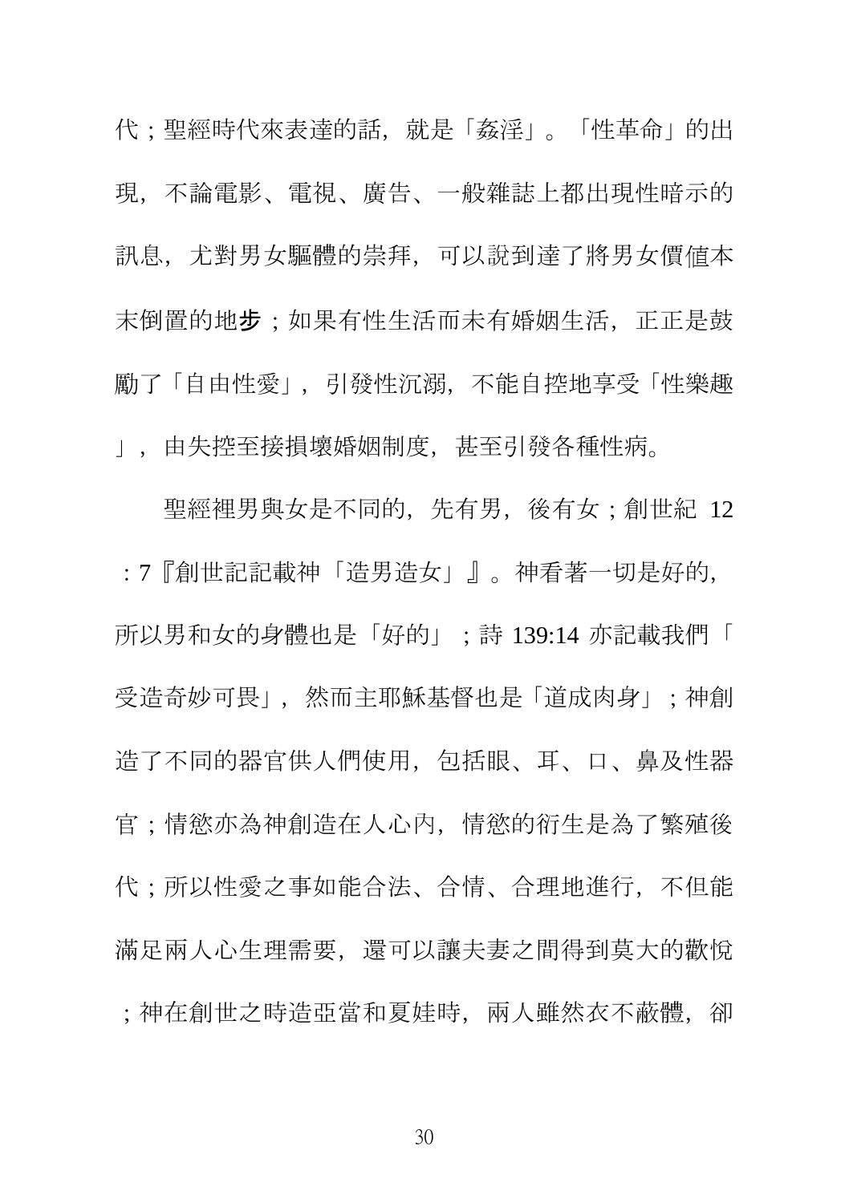代；聖經時代來表達的話，就是「姦淫」。「性革命」的出現，不論電影、電視、廣告、一般雜誌上都出現性暗示的訊息，尤對男女軀體的崇拜，可以說到達了將男女價值本末倒置的地**步**；如果有性生活而未有婚姻生活，正正是鼓勵了「自由性愛」，引發性沉溺，不能自控地享受「性樂趣」，由失控至接損壞婚姻制度，甚至引發各種性病。

聖經裡男與女是不同的，先有男，後有女；創世紀 12：7『創世記記載神「造男造女」』。神看著一切是好的，所以男和女的身體也是「好的」；詩 139:14 亦記載我們「受造奇妙可畏」，然而主耶穌基督也是「道成肉身」；神創造了不同的器官供人們使用，包括眼、耳、口、鼻及性器官；情慾亦為神創造在人心內，情慾的衍生是為了繁殖後代；所以性愛之事如能合法、合情、合理地進行，不但能滿足兩人心生理需要，還可以讓夫妻之間得到莫大的歡悅；神在創世之時造亞當和夏娃時，兩人雖然衣不蔽體，卻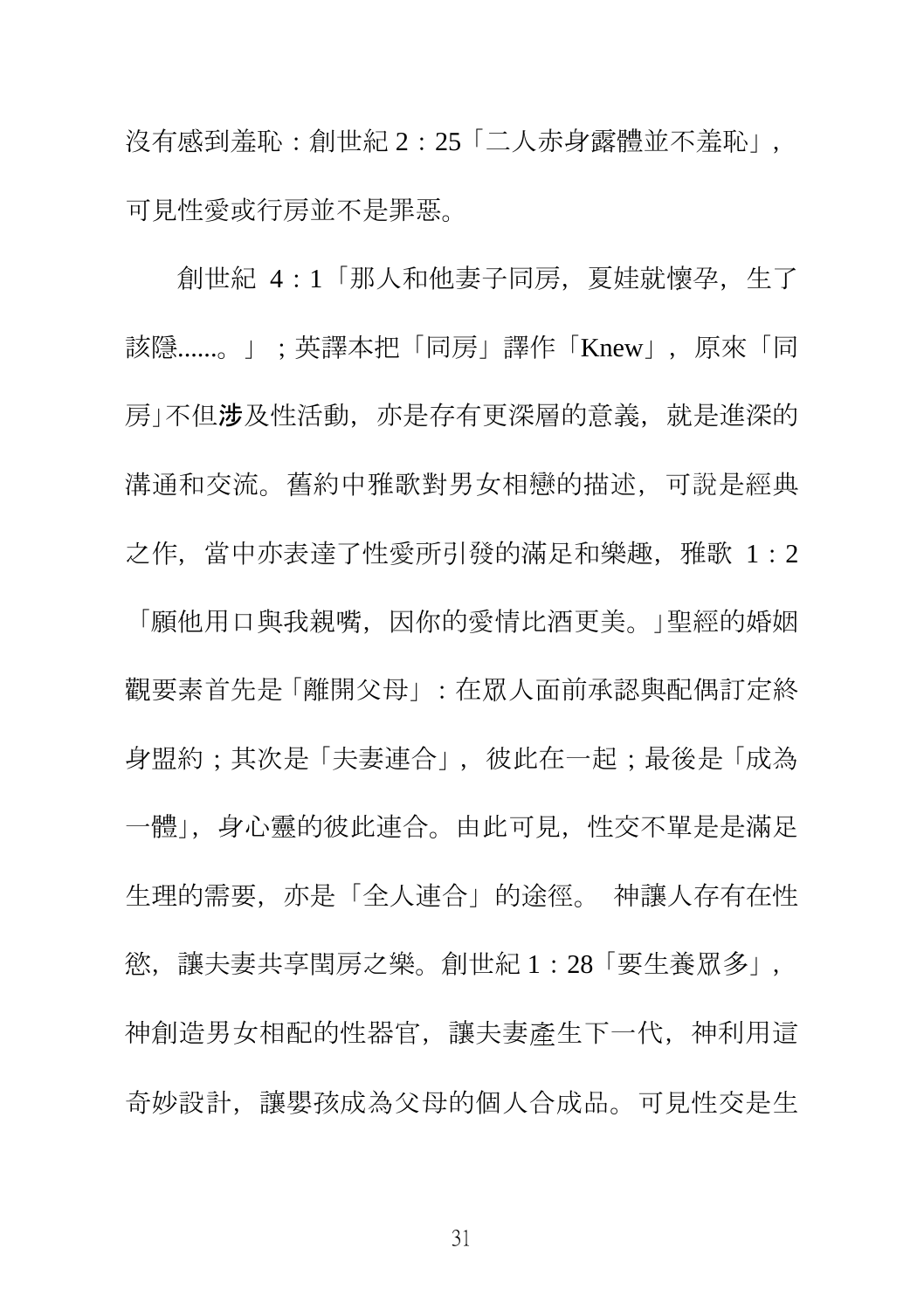沒有感到羞恥：創世紀 2：25「二人赤身露體並不羞恥」，可見性愛或行房並不是罪惡。

創世紀 4：1「那人和他妻子同房，夏娃就懷孕，生了該隱......。」；英譯本把「同房」譯作「Knew」，原來「同房」不但**涉**及性活動，亦是存有更深層的意義，就是進深的溝通和交流。舊約中雅歌對男女相戀的描述，可說是經典之作，當中亦表達了性愛所引發的滿足和樂趣，雅歌 1：2「願他用口與我親嘴，因你的愛情比酒更美。」聖經的婚姻觀要素首先是「離開父母」：在眾人面前承認與配偶訂定終身盟約；其次是「夫妻連合」，彼此在一起；最後是「成為一體」，身心靈的彼此連合。由此可見，性交不單是是滿足生理的需要，亦是「全人連合」的途徑。 神讓人存有在性慾，讓夫妻共享閨房之樂。創世紀 1：28「要生養眾多」，神創造男女相配的性器官，讓夫妻產生下一代，神利用這奇妙設計，讓嬰孩成為父母的個人合成品。可見性交是生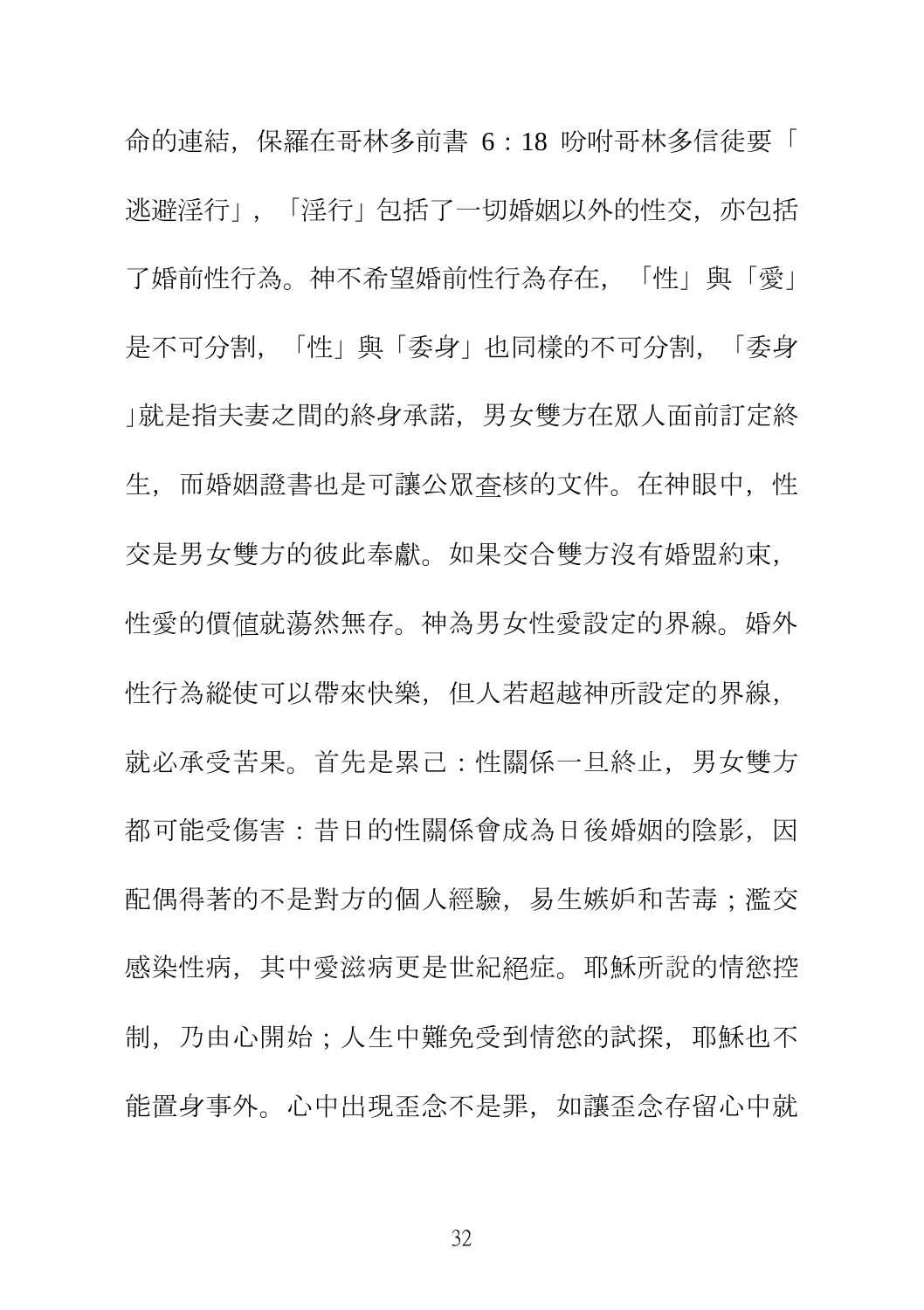命的連結，保羅在哥林多前書 6：18 吩咐哥林多信徒要「逃避淫行」，「淫行」包括了一切婚姻以外的性交，亦包括了婚前性行為。神不希望婚前性行為存在，「性」與「愛」是不可分割，「性」與「委身」也同樣的不可分割，「委身」就是指夫妻之間的終身承諾，男女雙方在眾人面前訂定終生，而婚姻證書也是可讓公眾查核的文件。在神眼中，性交是男女雙方的彼此奉獻。如果交合雙方沒有婚盟約束，性愛的價值就蕩然無存。神為男女性愛設定的界線。婚外性行為縱使可以帶來快樂，但人若超越神所設定的界線，就必承受苦果。首先是累己：性關係一旦終止，男女雙方都可能受傷害：昔日的性關係會成為日後婚姻的陰影，因配偶得著的不是對方的個人經驗，易生嫉妒和苦毒；濫交感染性病，其中愛滋病更是世紀絕症。耶穌所說的情慾控制，乃由心開始；人生中難免受到情慾的試探，耶穌也不能置身事外。心中出現歪念不是罪，如讓歪念存留心中就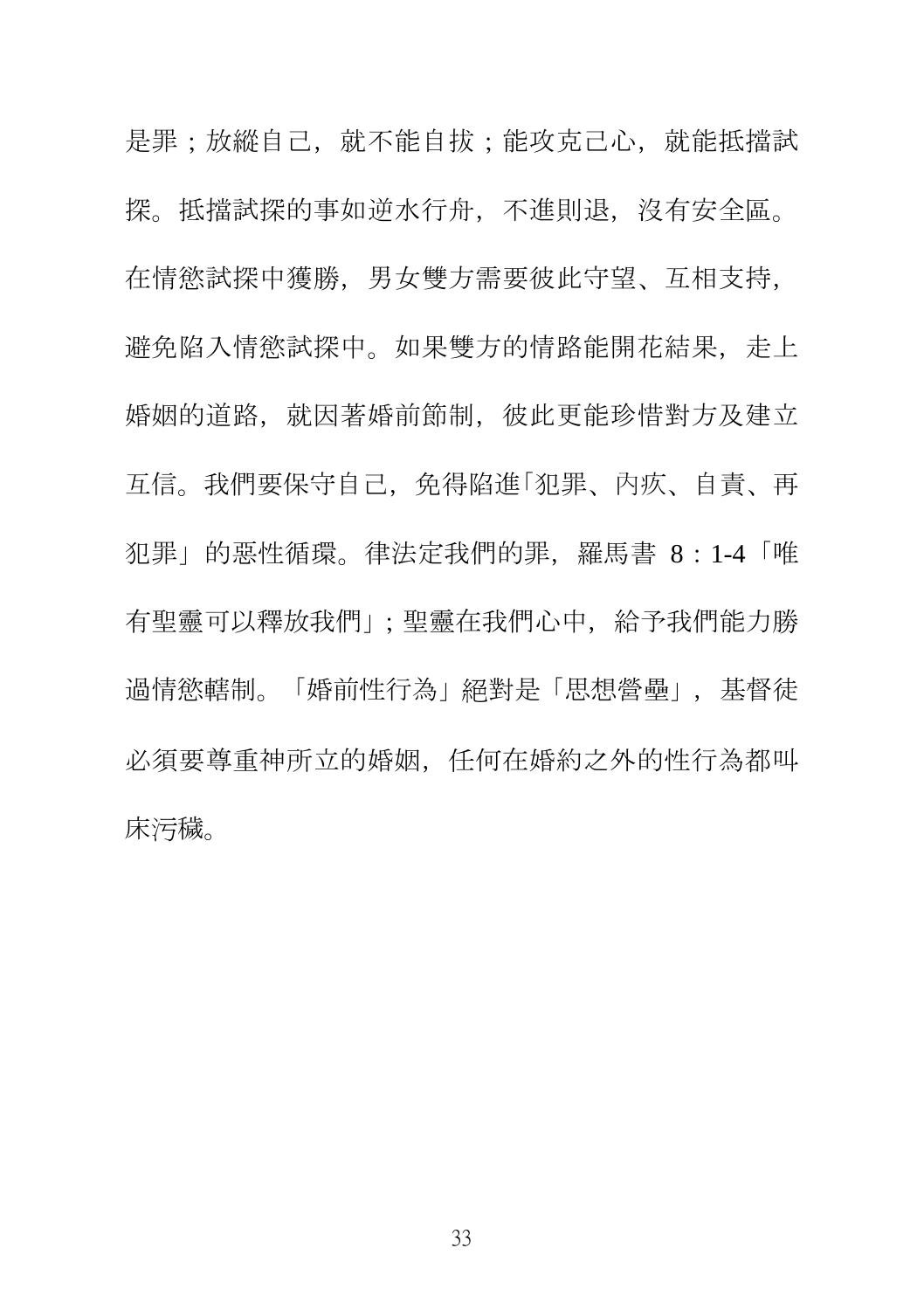是罪；放縱自己，就不能自拔；能攻克己心，就能抵擋試探。抵擋試探的事如逆水行舟，不進則退，沒有安全區。在情慾試探中獲勝，男女雙方需要彼此守望、互相支持，避免陷入情慾試探中。如果雙方的情路能開花結果，走上婚姻的道路，就因著婚前節制，彼此更能珍惜對方及建立互信。我們要保守自己，免得陷進「犯罪、內疚、自責、再犯罪」的惡性循環。律法定我們的罪，羅馬書 8：1-4「唯有聖靈可以釋放我們」；聖靈在我們心中，給予我們能力勝過情慾轄制。「婚前性行為」絕對是「思想營壘」，基督徒必須要尊重神所立的婚姻，任何在婚約之外的性行為都叫床污穢。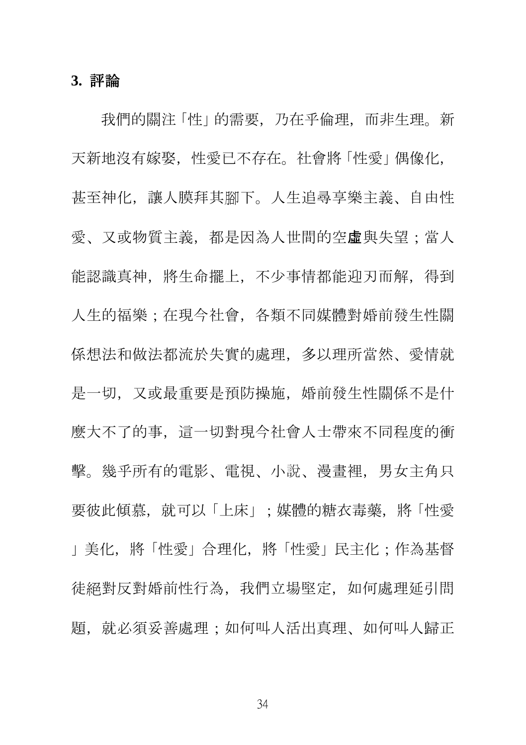### 3. 評論

我們的關注「性」的需要，乃在乎倫理，而非生理。新天新地沒有嫁娶，性愛已不存在。社會將「性愛」偶像化，甚至神化，讓人膜拜其腳下。人生追尋享樂主義、自由性愛、又或物質主義，都是因為人世間的空**虛**與失望；當人能認識真神，將生命擺上，不少事情都能迎刃而解，得到人生的福樂；在現今社會，各類不同媒體對婚前發生性關係想法和做法都流於失實的處理，多以理所當然、愛情就是一切，又或最重要是預防操施，婚前發生性關係不是什麼大不了的事，這一切對現今社會人士帶來不同程度的衝擊。幾乎所有的電影、電視、小說、漫畫裡，男女主角只要彼此傾慕，就可以「上床」；媒體的糖衣毒藥，將「性愛」美化，將「性愛」合理化，將「性愛」民主化；作為基督徒絕對反對婚前性行為，我們立場堅定，如何處理延引問題，就必須妥善處理；如何叫人活出真理、如何叫人歸正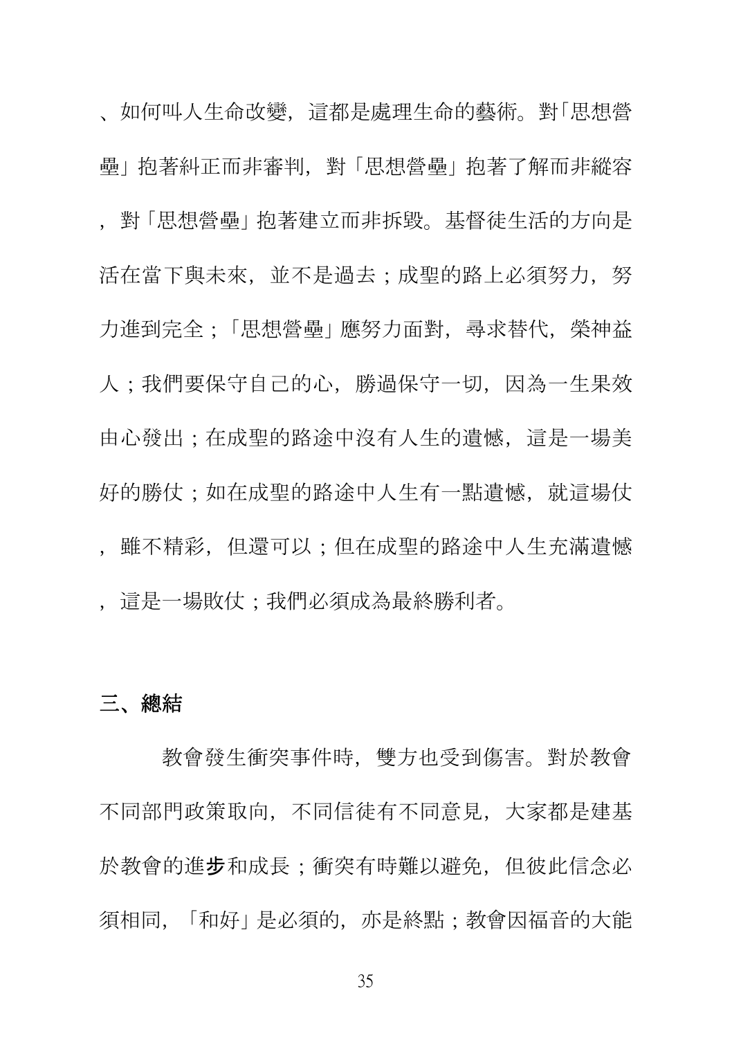、如何叫人生命改變，這都是處理生命的藝術。對「思想營壘」抱著糾正而非審判，對「思想營壘」抱著了解而非縱容，對「思想營壘」抱著建立而非拆毀。基督徒生活的方向是活在當下與未來，並不是過去；成聖的路上必須努力，努力進到完全；「思想營壘」應努力面對，尋求替代，榮神益人；我們要保守自己的心，勝過保守一切，因為一生果效由心發出；在成聖的路途中沒有人生的遺憾，這是一場美好的勝仗；如在成聖的路途中人生有一點遺憾，就這場仗，雖不精彩，但還可以；但在成聖的路途中人生充滿遺憾，這是一場敗仗；我們必須成為最終勝利者。

## 三、總結

教會發生衝突事件時，雙方也受到傷害。對於教會不同部門政策取向，不同信徒有不同意見，大家都是建基於教會的進步和成長；衝突有時難以避免，但彼此信念必須相同，「和好」是必須的，亦是終點；教會因福音的大能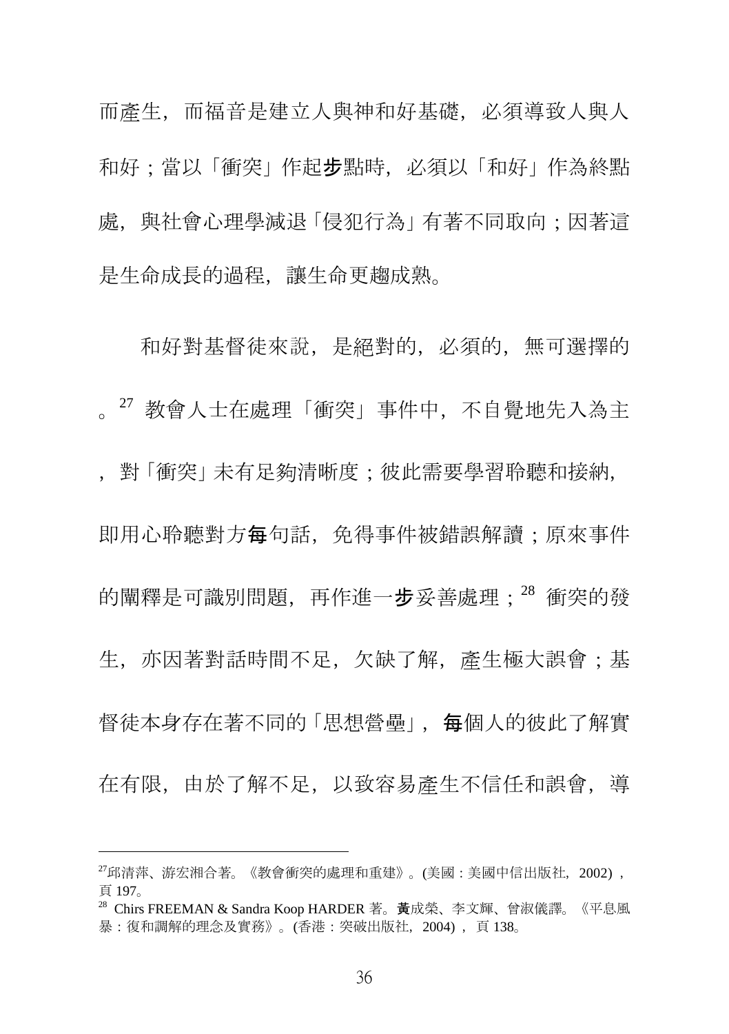而產生，而福音是建立人與神和好基礎，必須導致人與人和好；當以「衝突」作起步點時，必須以「和好」作為終點處，與社會心理學減退「侵犯行為」有著不同取向；因著這是生命成長的過程，讓生命更趨成熟。

和好對基督徒來說，是絕對的，必須的，無可選擇的。[27] 教會人士在處理「衝突」事件中，不自覺地先入為主，對「衝突」未有足夠清晰度；彼此需要學習聆聽和接納，即用心聆聽對方每句話，免得事件被錯誤解讀；原來事件的闡釋是可識別問題，再作進一步妥善處理；[28] 衝突的發生，亦因著對話時間不足，欠缺了解，產生極大誤會；基督徒本身存在著不同的「思想營壘」，每個人的彼此了解實在有限，由於了解不足，以致容易產生不信任和誤會，導

---

[27]邱清萍、游宏湘合著。《教會衝突的處理和重建》。(美國：美國中信出版社，2002)，頁 197。

[28] Chirs FREEMAN & Sandra Koop HARDER 著。黃成榮、李文輝、曾淑儀譯。《平息風暴：復和調解的理念及實務》。(香港：突破出版社，2004)，頁 138。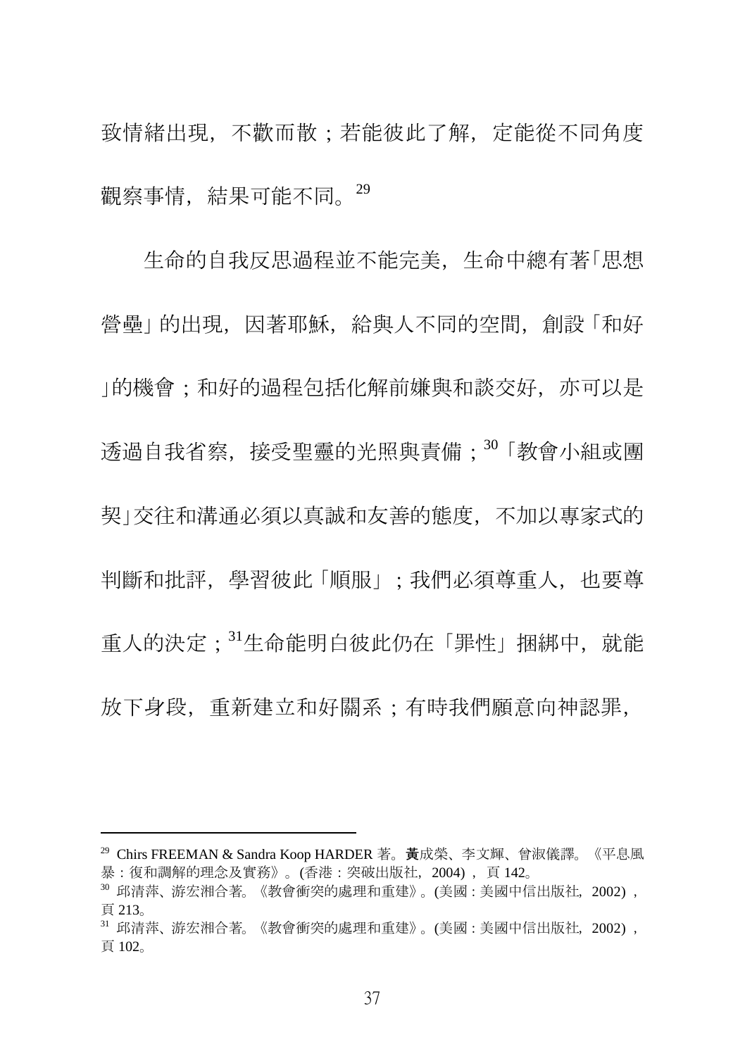致情緒出現，不歡而散；若能彼此了解，定能從不同角度觀察事情，結果可能不同。[29]

生命的自我反思過程並不能完美，生命中總有著「思想營壘」的出現，因著耶穌，給與人不同的空間，創設「和好」的機會；和好的過程包括化解前嫌與和談交好，亦可以是透過自我省察，接受聖靈的光照與責備；[30]「教會小組或團契」交往和溝通必須以真誠和友善的態度，不加以專家式的判斷和批評，學習彼此「順服」；我們必須尊重人，也要尊重人的決定；[31]生命能明白彼此仍在「罪性」捆綁中，就能放下身段，重新建立和好關系；有時我們願意向神認罪，

---

[29] Chirs FREEMAN & Sandra Koop HARDER 著。黃成榮、李文輝、曾淑儀譯。《平息風暴：復和調解的理念及實務》。(香港：突破出版社，2004)，頁 142。

[30] 邱清萍、游宏湘合著。《教會衝突的處理和重建》。(美國：美國中信出版社，2002)，頁 213。

[31] 邱清萍、游宏湘合著。《教會衝突的處理和重建》。(美國：美國中信出版社，2002)，頁 102。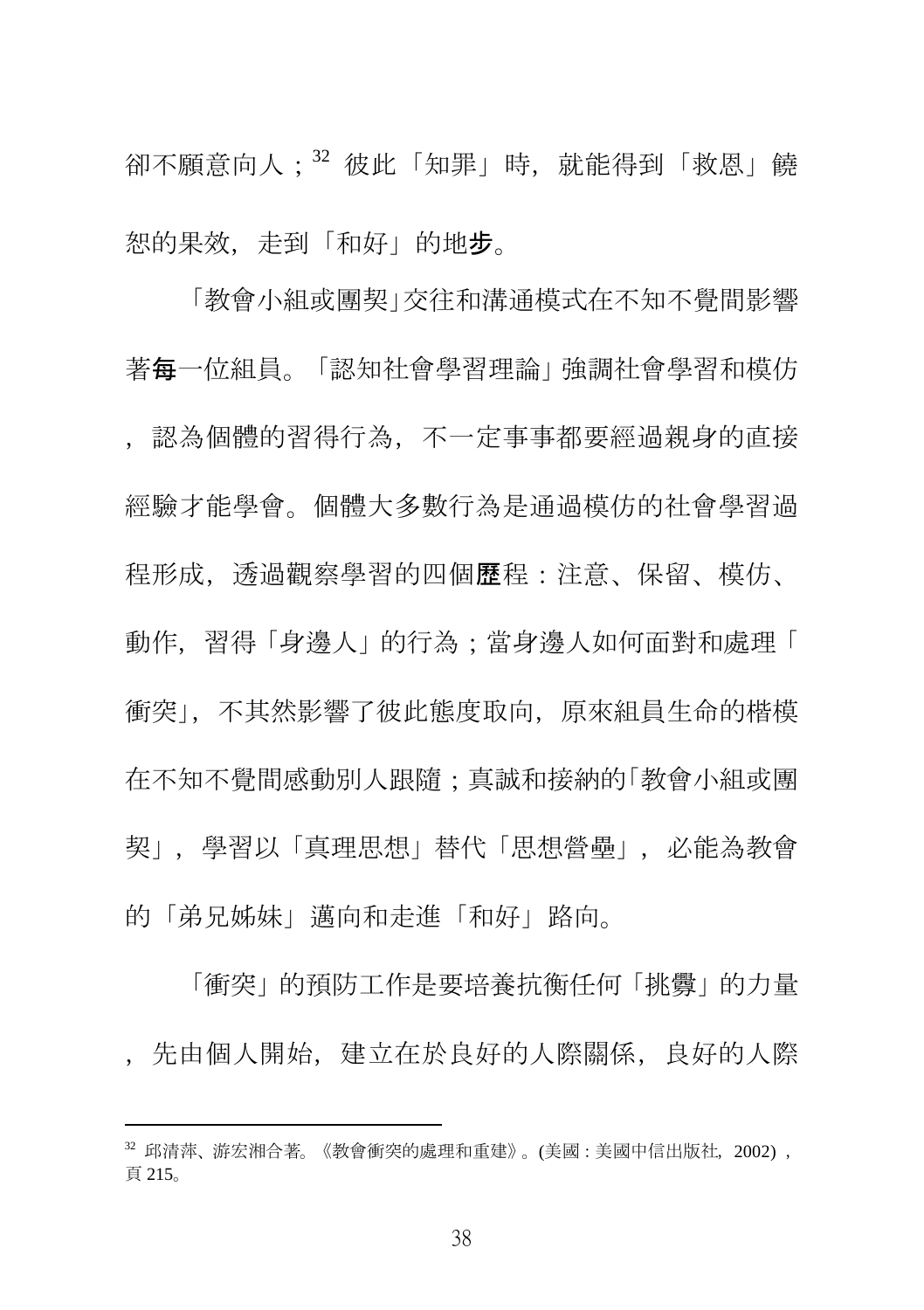卻不願意向人；[32] 彼此「知罪」時，就能得到「救恩」饒恕的果效，走到「和好」的地步。

「教會小組或團契」交往和溝通模式在不知不覺間影響著每一位組員。「認知社會學習理論」強調社會學習和模仿，認為個體的習得行為，不一定事事都要經過親身的直接經驗才能學會。個體大多數行為是通過模仿的社會學習過程形成，透過觀察學習的四個歷程：注意、保留、模仿、動作，習得「身邊人」的行為；當身邊人如何面對和處理「衝突」，不其然影響了彼此態度取向，原來組員生命的楷模在不知不覺間感動別人跟隨；真誠和接納的「教會小組或團契」，學習以「真理思想」替代「思想營壘」，必能為教會的「弟兄姊妹」邁向和走進「和好」路向。

「衝突」的預防工作是要培養抗衡任何「挑釁」的力量，先由個人開始，建立在於良好的人際關係，良好的人際

---

[32] 邱清萍、游宏湘合著。《教會衝突的處理和重建》。(美國：美國中信出版社，2002)，頁 215。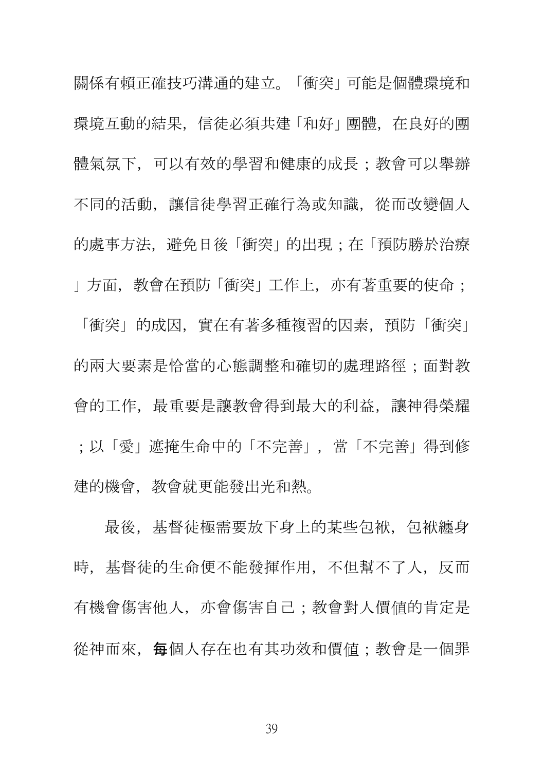關係有賴正確技巧溝通的建立。「衝突」可能是個體環境和環境互動的結果，信徒必須共建「和好」團體，在良好的團體氣氛下，可以有效的學習和健康的成長；教會可以舉辦不同的活動，讓信徒學習正確行為或知識，從而改變個人的處事方法，避免日後「衝突」的出現；在「預防勝於治療」方面，教會在預防「衝突」工作上，亦有著重要的使命；「衝突」的成因，實在有著多種複習的因素，預防「衝突」的兩大要素是恰當的心態調整和確切的處理路徑；面對教會的工作，最重要是讓教會得到最大的利益，讓神得榮耀；以「愛」遮掩生命中的「不完善」，當「不完善」得到修建的機會，教會就更能發出光和熱。

最後，基督徒極需要放下身上的某些包袱，包袱纏身時，基督徒的生命便不能發揮作用，不但幫不了人，反而有機會傷害他人，亦會傷害自己；教會對人價值的肯定是從神而來，每個人存在也有其功效和價值；教會是一個罪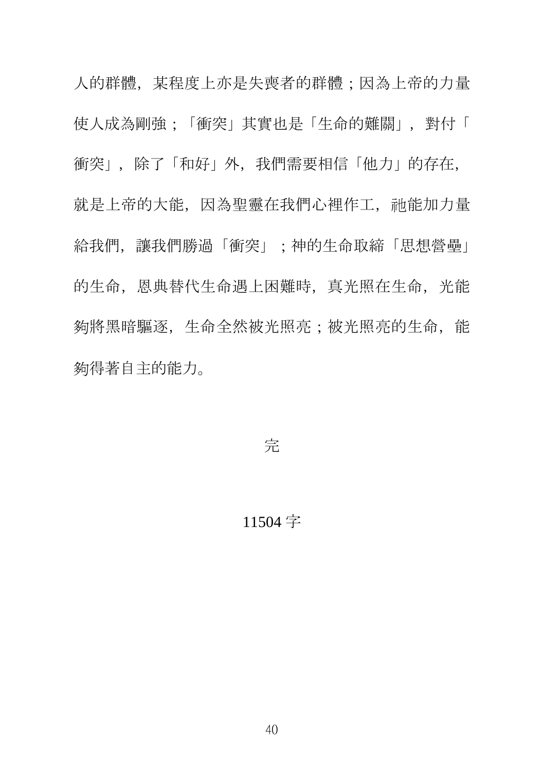人的群體，某程度上亦是失喪者的群體；因為上帝的力量使人成為剛強；「衝突」其實也是「生命的難關」，對付「衝突」，除了「和好」外，我們需要相信「他力」的存在，就是上帝的大能，因為聖靈在我們心裡作工，祂能加力量給我們，讓我們勝過「衝突」；神的生命取締「思想營壘」的生命，恩典替代生命遇上困難時，真光照在生命，光能夠將黑暗驅逐，生命全然被光照亮；被光照亮的生命，能夠得著自主的能力。

完

11504 字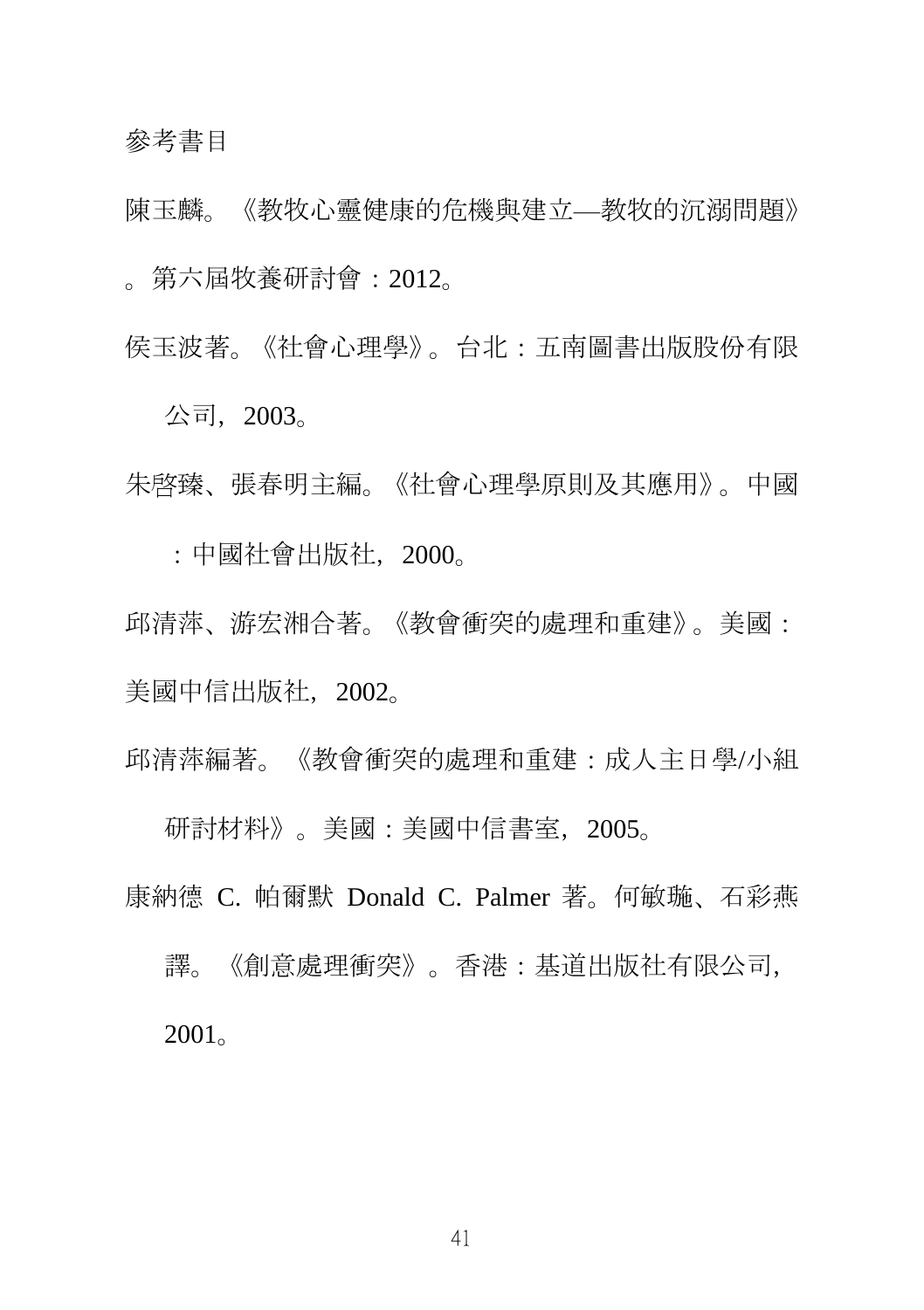參考書目

陳玉麟。《教牧心靈健康的危機與建立—教牧的沉溺問題》。第六屆牧養研討會：2012。

侯玉波著。《社會心理學》。台北：五南圖書出版股份有限公司，2003。

朱啓臻、張春明主編。《社會心理學原則及其應用》。中國：中國社會出版社，2000。

邱清萍、游宏湘合著。《教會衝突的處理和重建》。美國：美國中信出版社，2002。

邱清萍編著。《教會衝突的處理和重建：成人主日學/小組研討材料》。美國：美國中信書室，2005。

康納德 C. 帕爾默 Donald C. Palmer 著。何敏璇、石彩燕譯。《創意處理衝突》。香港：基道出版社有限公司，2001。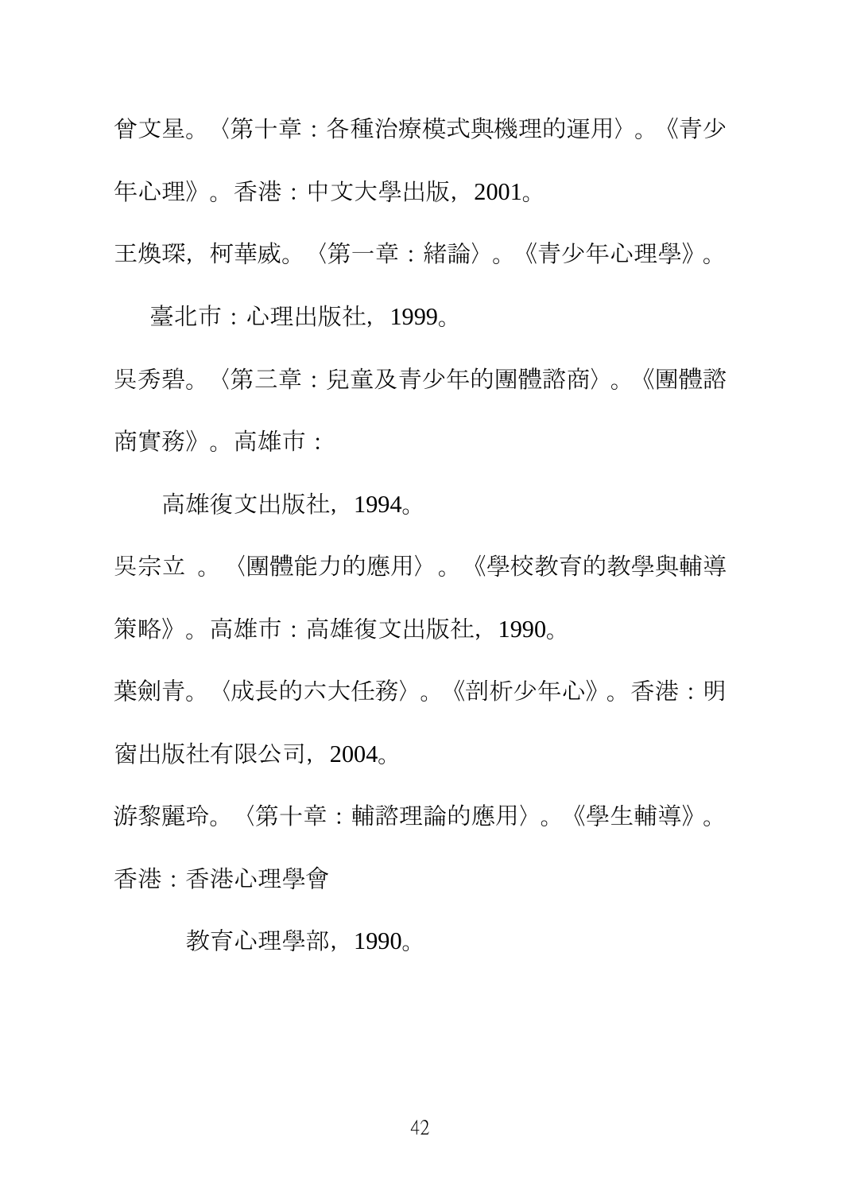曾文星。〈第十章：各種治療模式與機理的運用〉。《青少年心理》。香港：中文大學出版，2001。

王煥琛，柯華威。〈第一章：緒論〉。《青少年心理學》。臺北市：心理出版社，1999。

吳秀碧。〈第三章：兒童及青少年的團體諮商〉。《團體諮商實務》。高雄市：高雄復文出版社，1994。

吳宗立 。〈團體能力的應用〉。《學校教育的教學與輔導策略》。高雄市：高雄復文出版社，1990。

葉劍青。〈成長的六大任務〉。《剖析少年心》。香港：明窗出版社有限公司，2004。

游黎麗玲。〈第十章：輔諮理論的應用〉。《學生輔導》。香港：香港心理學會教育心理學部，1990。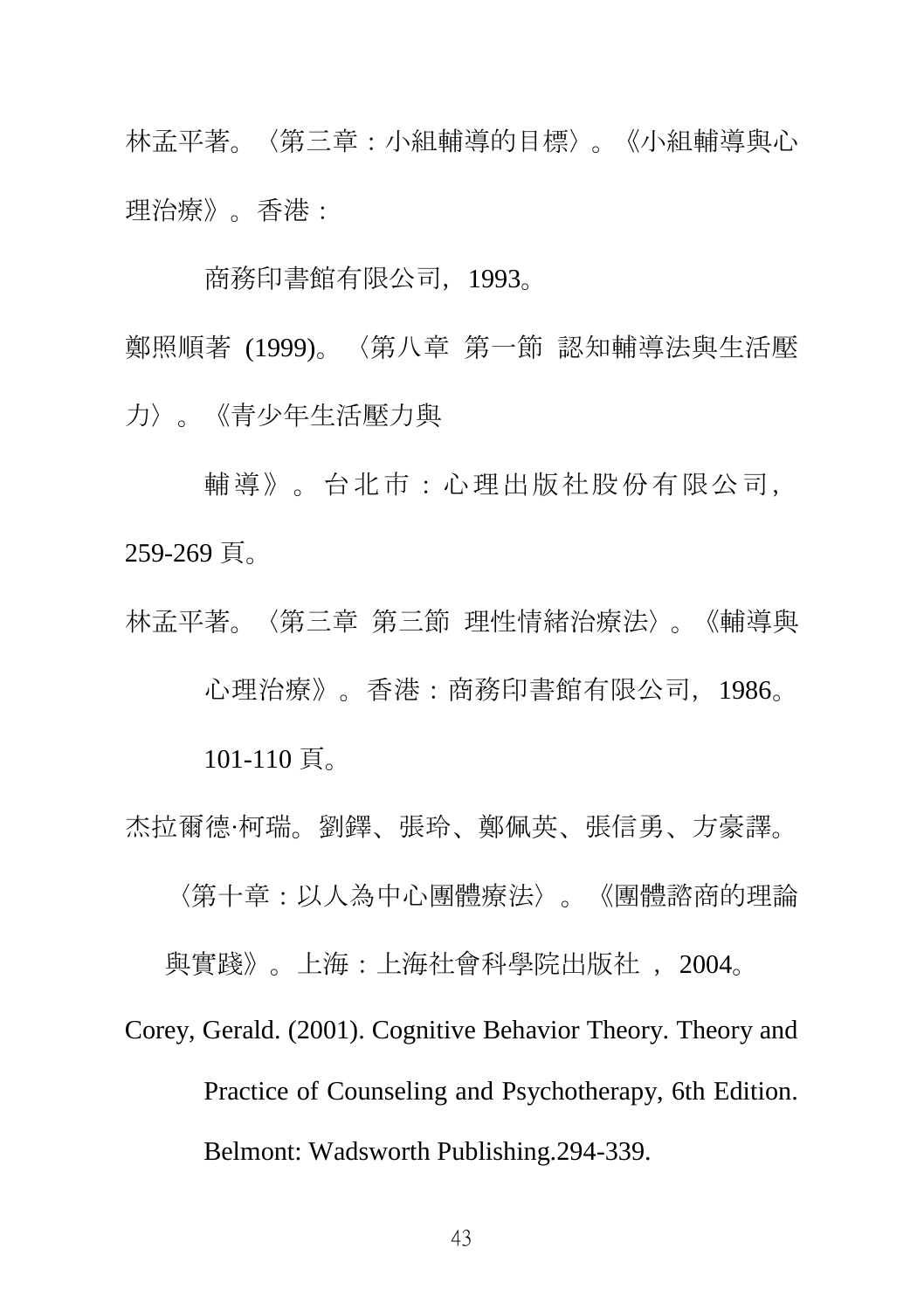林孟平著。〈第三章：小組輔導的目標〉。《小組輔導與心理治療》。香港：

商務印書館有限公司，1993。

鄭照順著 (1999)。〈第八章 第一節 認知輔導法與生活壓力〉。《青少年生活壓力與

輔導》。台北市：心理出版社股份有限公司，259-269 頁。

林孟平著。〈第三章 第三節 理性情緒治療法〉。《輔導與心理治療》。香港：商務印書館有限公司，1986。101-110 頁。

杰拉爾德·柯瑞。劉鐸、張玲、鄭佩英、張信勇、方豪譯。〈第十章：以人為中心團體療法〉。《團體諮商的理論與實踐》。上海：上海社會科學院出版社 ，2004。

Corey, Gerald. (2001). Cognitive Behavior Theory. Theory and Practice of Counseling and Psychotherapy, 6th Edition. Belmont: Wadsworth Publishing.294-339.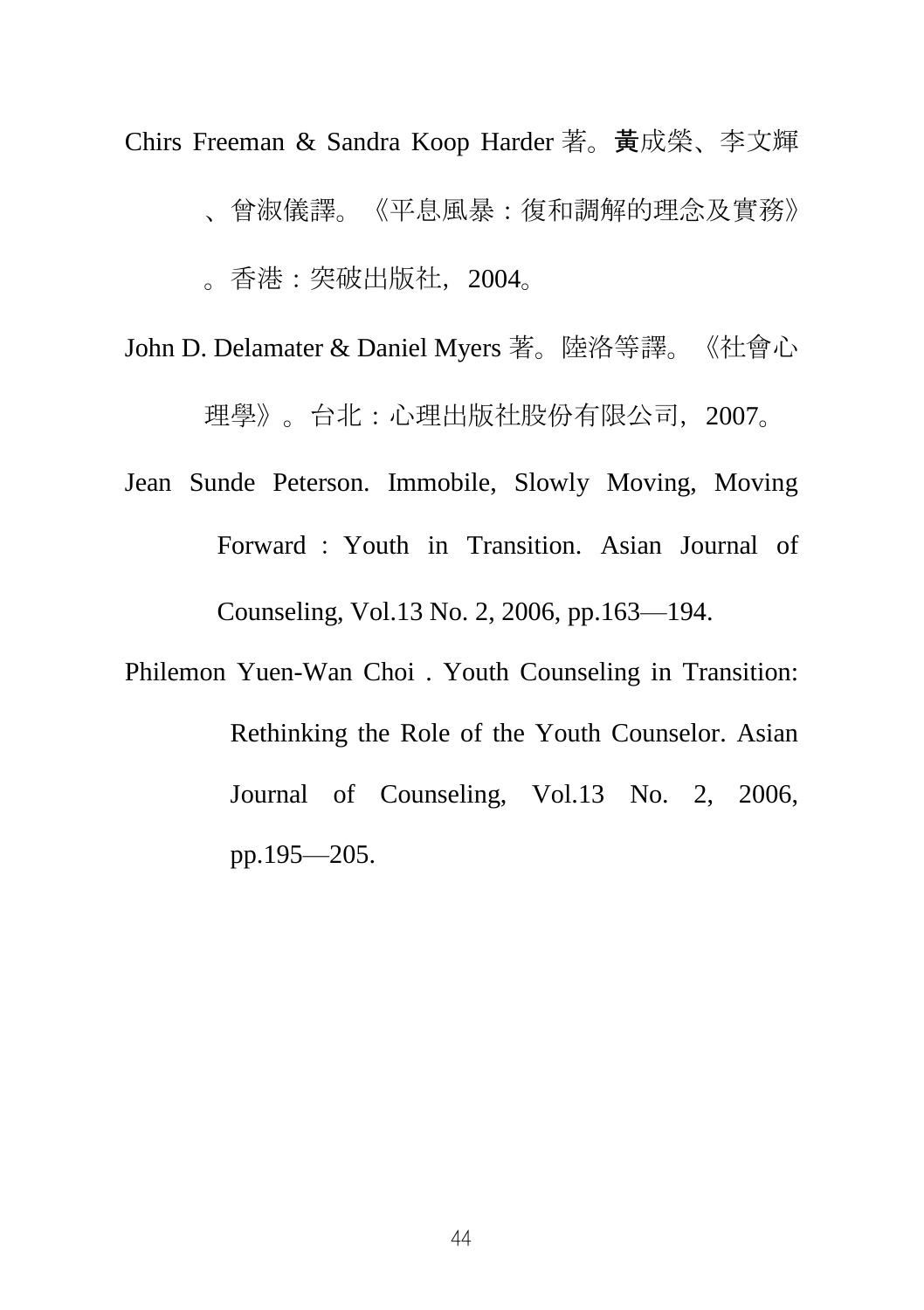Chirs Freeman & Sandra Koop Harder 著。**黃**成榮、李文輝、曾淑儀譯。《平息風暴：復和調解的理念及實務》。香港：突破出版社，2004。

John D. Delamater & Daniel Myers 著。陸洛等譯。《社會心理學》。台北：心理出版社股份有限公司，2007。

Jean Sunde Peterson. Immobile, Slowly Moving, Moving Forward : Youth in Transition. Asian Journal of Counseling, Vol.13 No. 2, 2006, pp.163—194.

Philemon Yuen-Wan Choi . Youth Counseling in Transition: Rethinking the Role of the Youth Counselor. Asian Journal of Counseling, Vol.13 No. 2, 2006, pp.195—205.